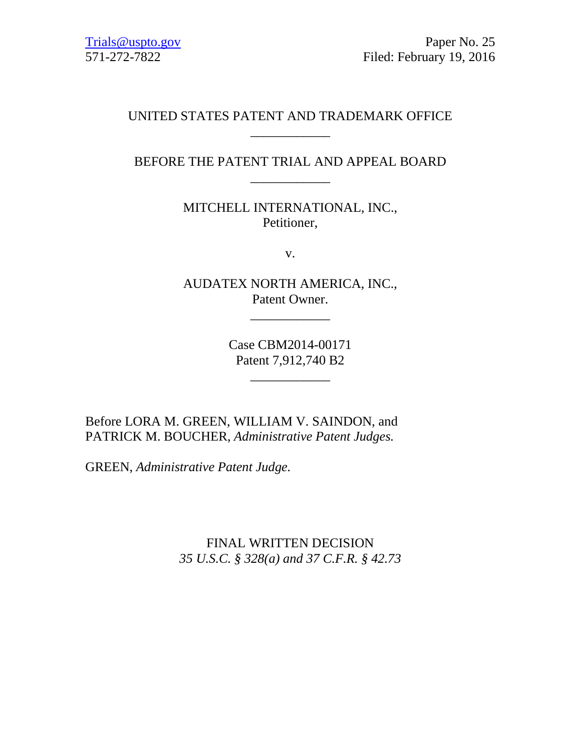Trials@uspto.gov
571-272-7822

Paper No. 25
Filed: February 19, 2016

UNITED STATES PATENT AND TRADEMARK OFFICE

\_\_\_\_\_\_\_\_\_\_\_\_

BEFORE THE PATENT TRIAL AND APPEAL BOARD

\_\_\_\_\_\_\_\_\_\_\_\_

MITCHELL INTERNATIONAL, INC.,
Petitioner,

v.

AUDATEX NORTH AMERICA, INC.,
Patent Owner.

\_\_\_\_\_\_\_\_\_\_\_\_

Case CBM2014-00171
Patent 7,912,740 B2

\_\_\_\_\_\_\_\_\_\_\_\_

Before LORA M. GREEN, WILLIAM V. SAINDON, and PATRICK M. BOUCHER, *Administrative Patent Judges.*

GREEN, *Administrative Patent Judge.*

FINAL WRITTEN DECISION
*35 U.S.C. § 328(a) and 37 C.F.R. § 42.73*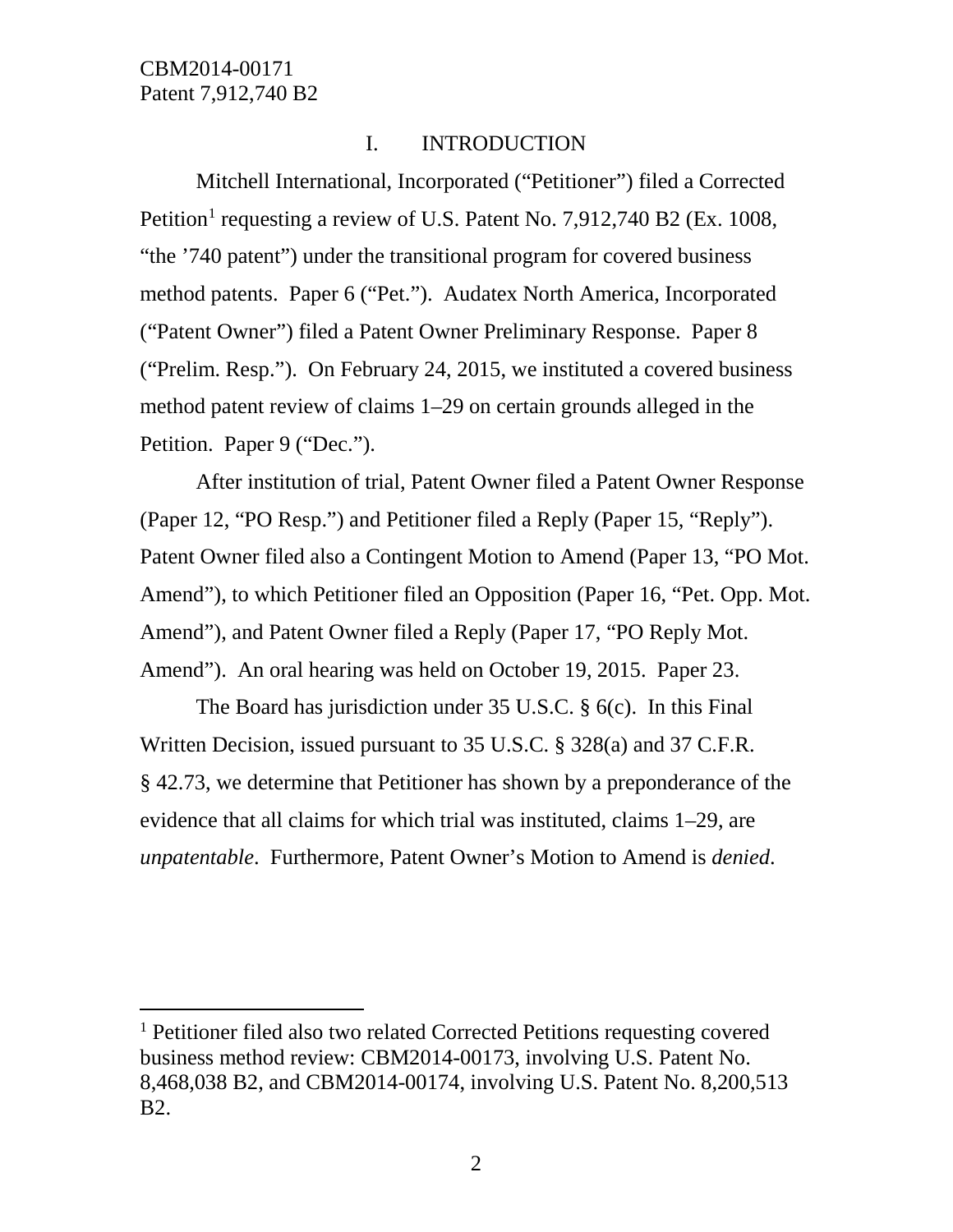## I. INTRODUCTION

Mitchell International, Incorporated ("Petitioner") filed a Corrected Petition[1] requesting a review of U.S. Patent No. 7,912,740 B2 (Ex. 1008, "the '740 patent") under the transitional program for covered business method patents. Paper 6 ("Pet."). Audatex North America, Incorporated ("Patent Owner") filed a Patent Owner Preliminary Response. Paper 8 ("Prelim. Resp."). On February 24, 2015, we instituted a covered business method patent review of claims 1–29 on certain grounds alleged in the Petition. Paper 9 ("Dec.").

After institution of trial, Patent Owner filed a Patent Owner Response (Paper 12, "PO Resp.") and Petitioner filed a Reply (Paper 15, "Reply"). Patent Owner filed also a Contingent Motion to Amend (Paper 13, "PO Mot. Amend"), to which Petitioner filed an Opposition (Paper 16, "Pet. Opp. Mot. Amend"), and Patent Owner filed a Reply (Paper 17, "PO Reply Mot. Amend"). An oral hearing was held on October 19, 2015. Paper 23.

The Board has jurisdiction under 35 U.S.C. § 6(c). In this Final Written Decision, issued pursuant to 35 U.S.C. § 328(a) and 37 C.F.R. § 42.73, we determine that Petitioner has shown by a preponderance of the evidence that all claims for which trial was instituted, claims 1–29, are *unpatentable*. Furthermore, Patent Owner's Motion to Amend is *denied*.

---

[1] Petitioner filed also two related Corrected Petitions requesting covered business method review: CBM2014-00173, involving U.S. Patent No. 8,468,038 B2, and CBM2014-00174, involving U.S. Patent No. 8,200,513 B2.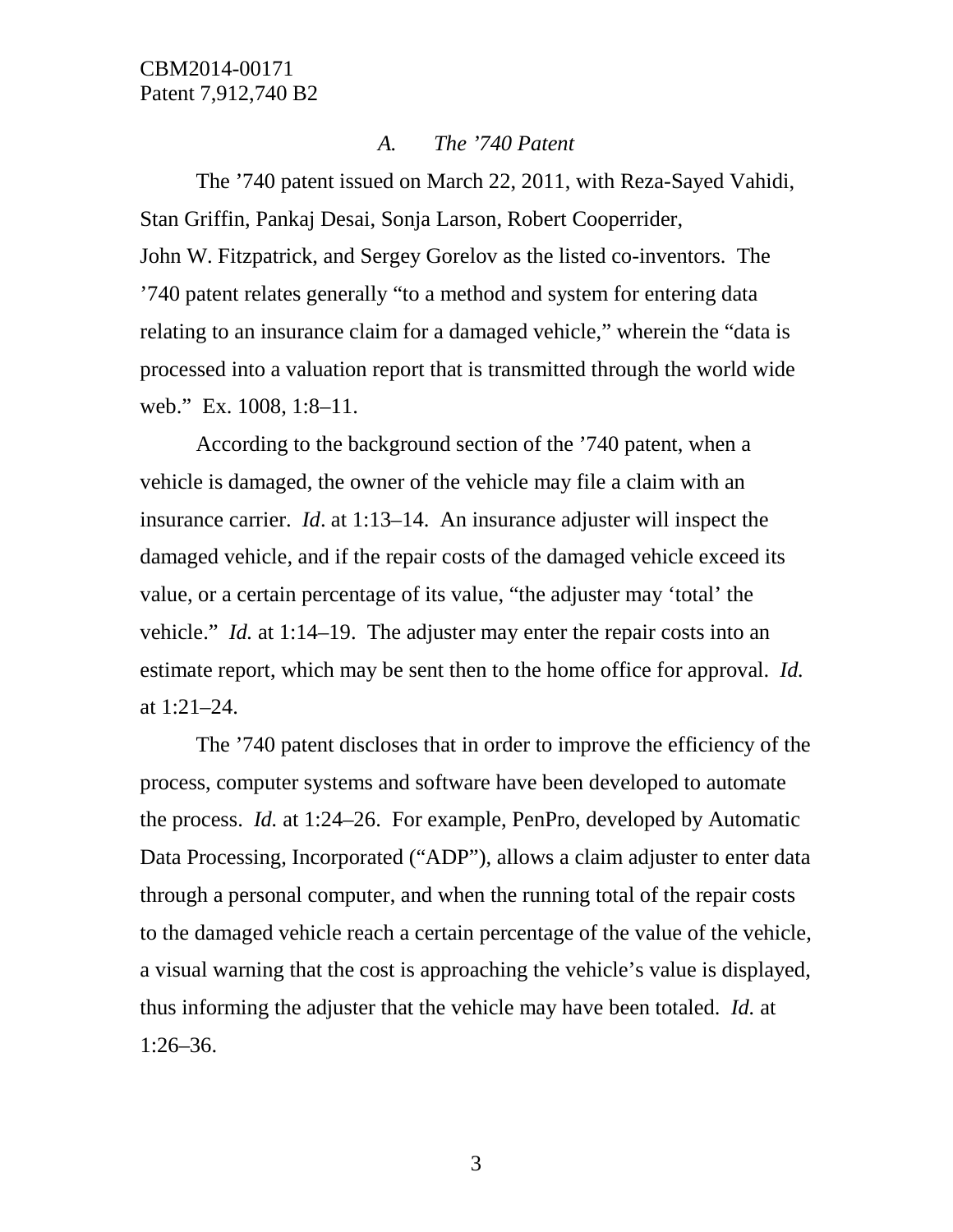### *A. The '740 Patent*

The '740 patent issued on March 22, 2011, with Reza-Sayed Vahidi, Stan Griffin, Pankaj Desai, Sonja Larson, Robert Cooperrider, John W. Fitzpatrick, and Sergey Gorelov as the listed co-inventors. The '740 patent relates generally "to a method and system for entering data relating to an insurance claim for a damaged vehicle," wherein the "data is processed into a valuation report that is transmitted through the world wide web." Ex. 1008, 1:8–11.

According to the background section of the '740 patent, when a vehicle is damaged, the owner of the vehicle may file a claim with an insurance carrier. *Id*. at 1:13–14. An insurance adjuster will inspect the damaged vehicle, and if the repair costs of the damaged vehicle exceed its value, or a certain percentage of its value, "the adjuster may 'total' the vehicle." *Id.* at 1:14–19. The adjuster may enter the repair costs into an estimate report, which may be sent then to the home office for approval. *Id.* at 1:21–24.

The '740 patent discloses that in order to improve the efficiency of the process, computer systems and software have been developed to automate the process. *Id.* at 1:24–26. For example, PenPro, developed by Automatic Data Processing, Incorporated ("ADP"), allows a claim adjuster to enter data through a personal computer, and when the running total of the repair costs to the damaged vehicle reach a certain percentage of the value of the vehicle, a visual warning that the cost is approaching the vehicle's value is displayed, thus informing the adjuster that the vehicle may have been totaled. *Id.* at 1:26–36.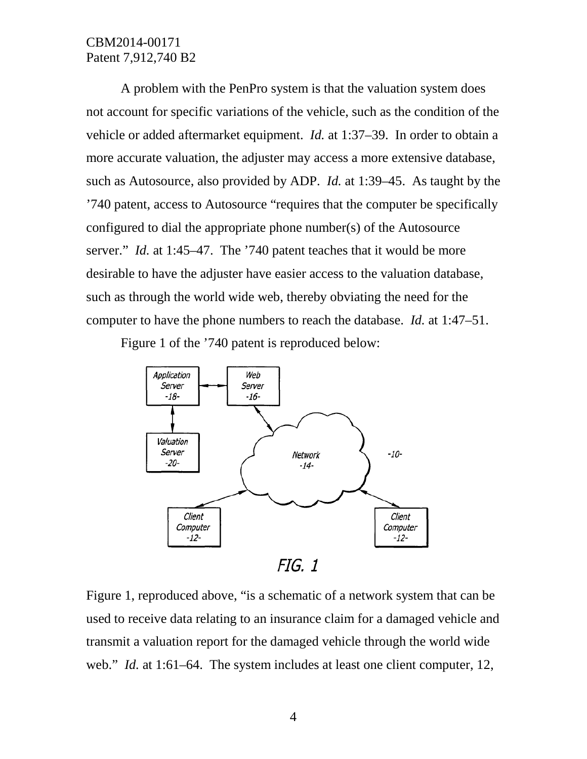A problem with the PenPro system is that the valuation system does not account for specific variations of the vehicle, such as the condition of the vehicle or added aftermarket equipment. *Id.* at 1:37–39. In order to obtain a more accurate valuation, the adjuster may access a more extensive database, such as Autosource, also provided by ADP. *Id.* at 1:39–45. As taught by the '740 patent, access to Autosource "requires that the computer be specifically configured to dial the appropriate phone number(s) of the Autosource server." *Id.* at 1:45–47. The '740 patent teaches that it would be more desirable to have the adjuster have easier access to the valuation database, such as through the world wide web, thereby obviating the need for the computer to have the phone numbers to reach the database. *Id.* at 1:47–51.

Figure 1 of the '740 patent is reproduced below:

FIG. 1

Figure 1, reproduced above, "is a schematic of a network system that can be used to receive data relating to an insurance claim for a damaged vehicle and transmit a valuation report for the damaged vehicle through the world wide web." *Id.* at 1:61–64. The system includes at least one client computer, 12,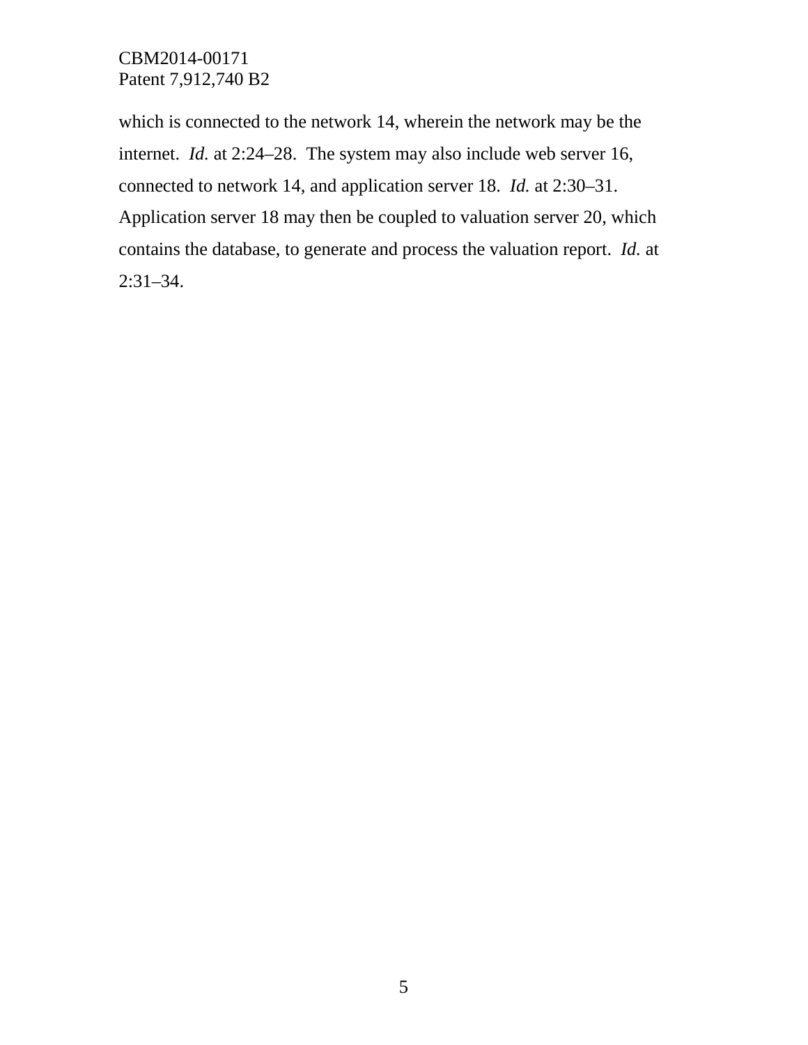which is connected to the network 14, wherein the network may be the internet. *Id.* at 2:24–28. The system may also include web server 16, connected to network 14, and application server 18. *Id.* at 2:30–31. Application server 18 may then be coupled to valuation server 20, which contains the database, to generate and process the valuation report. *Id.* at 2:31–34.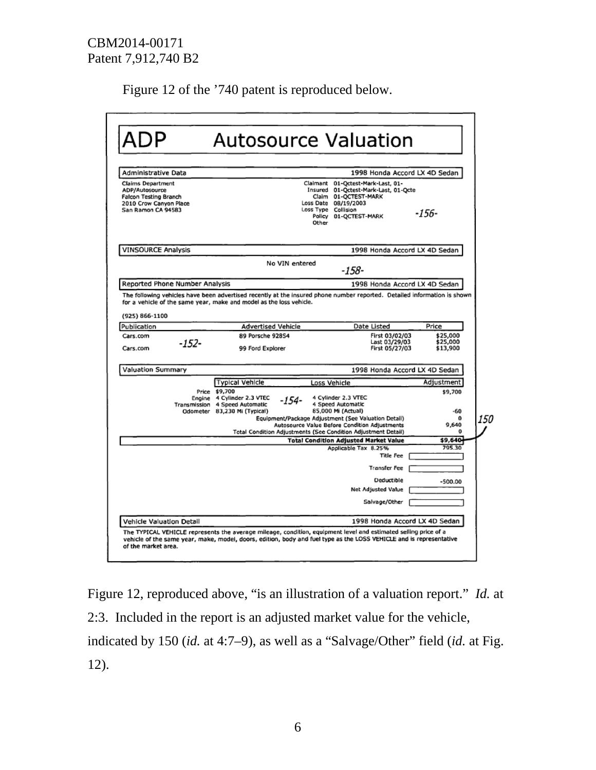Figure 12 of the ’740 patent is reproduced below.

# ADP Autosource Valuation

| Administrative Data | 1998 Honda Accord LX 4D Sedan |
|---|---|

Claims Department
ADP/Autosource
Falcon Testing Branch
2010 Crow Canyon Place
San Ramon CA 94583

Claimant 01-Qctest-Mark-Last, 01-
Insured 01-Qctest-Mark-Last, 01-Qcte
Claim 01-QCTEST-MARK
Loss Date 08/19/2003
Loss Type Collision
Policy 01-QCTEST-MARK
Other

-156-

| VINSOURCE Analysis | 1998 Honda Accord LX 4D Sedan |
|---|---|

No VIN entered

-158-

| Reported Phone Number Analysis | 1998 Honda Accord LX 4D Sedan |
|---|---|

The following vehicles have been advertised recently at the insured phone number reported. Detailed information is shown for a vehicle of the same year, make and model as the loss vehicle.

(925) 866-1100

| Publication | Advertised Vehicle | Date Listed | Price |
|---|---|---|---|
| Cars.com | 89 Porsche 928S4 | First 03/02/03 | $25,000 |
| | | Last 03/29/03 | $25,000 |
| Cars.com | 99 Ford Explorer | First 05/27/03 | $13,900 |

-152-

| Valuation Summary | 1998 Honda Accord LX 4D Sedan |
|---|---|

| | Typical Vehicle | Loss Vehicle | Adjustment |
|---|---|---|---|
| Price | $9,700 | | $9,700 |
| Engine | 4 Cylinder 2.3 VTEC | 4 Cylinder 2.3 VTEC | |
| Transmission | 4 Speed Automatic | 4 Speed Automatic | |
| Odometer | 83,230 Mi (Typical) | 85,000 Mi (Actual) | -60 |
| | | Equipment/Package Adjustment (See Valuation Detail) | 0 |
| | | Autosource Value Before Condition Adjustments | 9,640 |
| | | Total Condition Adjustments (See Condition Adjustment Detail) | 0 |
| | | **Total Condition Adjusted Market Value** | **$9,640** |
| | | Applicable Tax 8.25% | 795.30 |
| | | Title Fee | |
| | | Transfer Fee | |
| | | Deductible | -500.00 |
| | | Net Adjusted Value | |
| | | Salvage/Other | |

-154-

150

| Vehicle Valuation Detail | 1998 Honda Accord LX 4D Sedan |
|---|---|

The TYPICAL VEHICLE represents the average mileage, condition, equipment level and estimated selling price of a vehicle of the same year, make, model, doors, edition, body and fuel type as the LOSS VEHICLE and is representative of the market area.

Figure 12, reproduced above, “is an illustration of a valuation report.” *Id.* at 2:3. Included in the report is an adjusted market value for the vehicle, indicated by 150 (*id.* at 4:7–9), as well as a “Salvage/Other” field (*id.* at Fig. 12).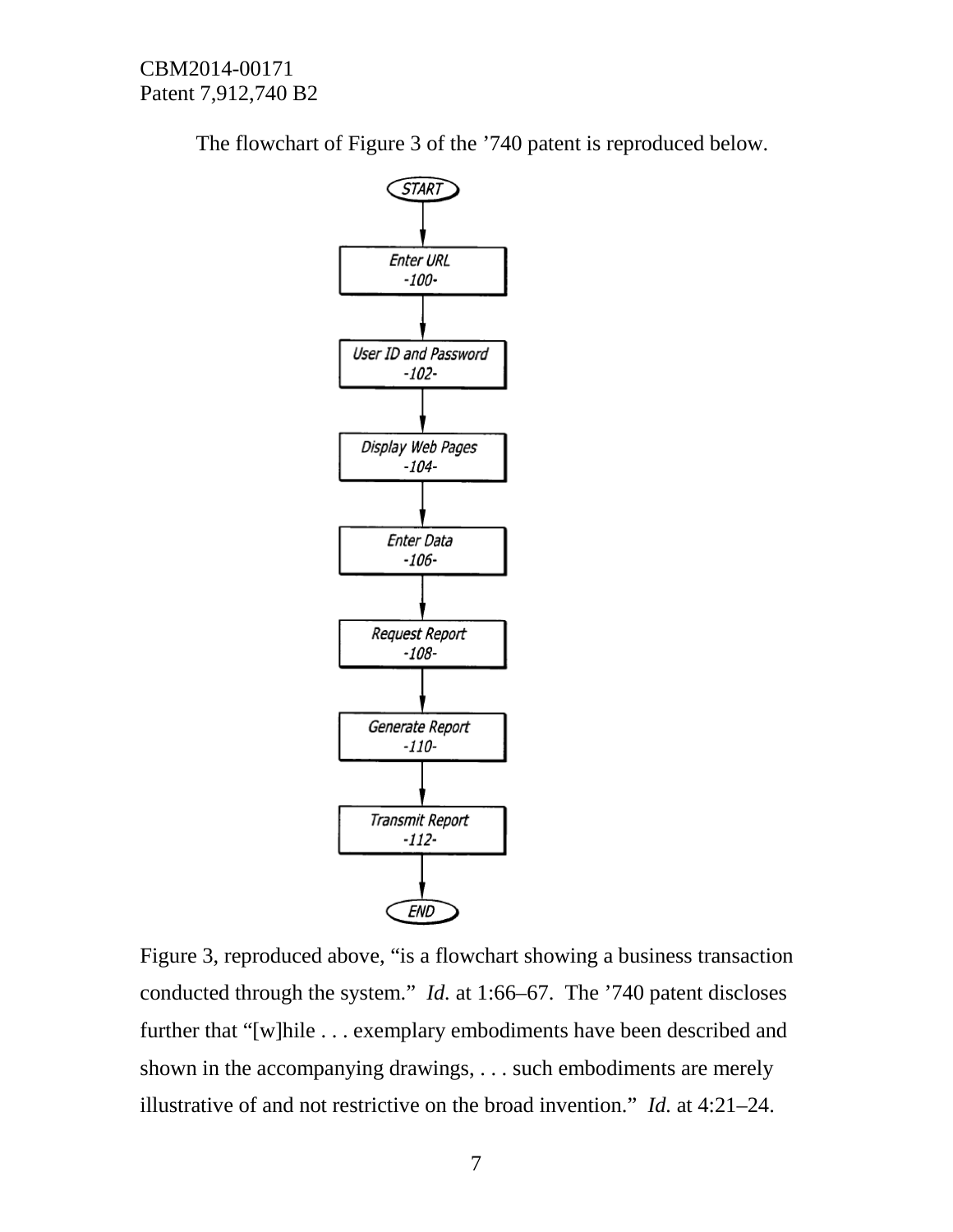The flowchart of Figure 3 of the ’740 patent is reproduced below.

START

Enter URL -100-

User ID and Password -102-

Display Web Pages -104-

Enter Data -106-

Request Report -108-

Generate Report -110-

Transmit Report -112-

END

Figure 3, reproduced above, “is a flowchart showing a business transaction conducted through the system.” *Id.* at 1:66–67. The ’740 patent discloses further that “[w]hile . . . exemplary embodiments have been described and shown in the accompanying drawings, . . . such embodiments are merely illustrative of and not restrictive on the broad invention.” *Id.* at 4:21–24.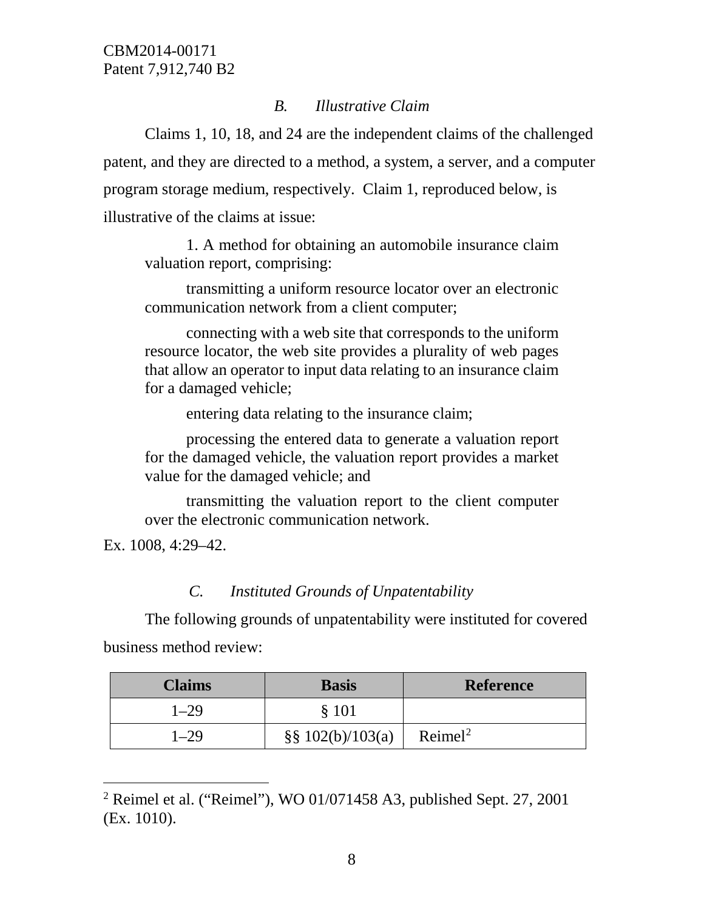### *B. Illustrative Claim*

Claims 1, 10, 18, and 24 are the independent claims of the challenged patent, and they are directed to a method, a system, a server, and a computer program storage medium, respectively. Claim 1, reproduced below, is illustrative of the claims at issue:

> 1. A method for obtaining an automobile insurance claim valuation report, comprising:
>
> transmitting a uniform resource locator over an electronic communication network from a client computer;
>
> connecting with a web site that corresponds to the uniform resource locator, the web site provides a plurality of web pages that allow an operator to input data relating to an insurance claim for a damaged vehicle;
>
> entering data relating to the insurance claim;
>
> processing the entered data to generate a valuation report for the damaged vehicle, the valuation report provides a market value for the damaged vehicle; and
>
> transmitting the valuation report to the client computer over the electronic communication network.

Ex. 1008, 4:29–42.

### *C. Instituted Grounds of Unpatentability*

The following grounds of unpatentability were instituted for covered business method review:

| Claims | Basis | Reference |
|---|---|---|
| 1–29 | § 101 | |
| 1–29 | §§ 102(b)/103(a) | Reimel[2] |

[2] Reimel et al. ("Reimel"), WO 01/071458 A3, published Sept. 27, 2001 (Ex. 1010).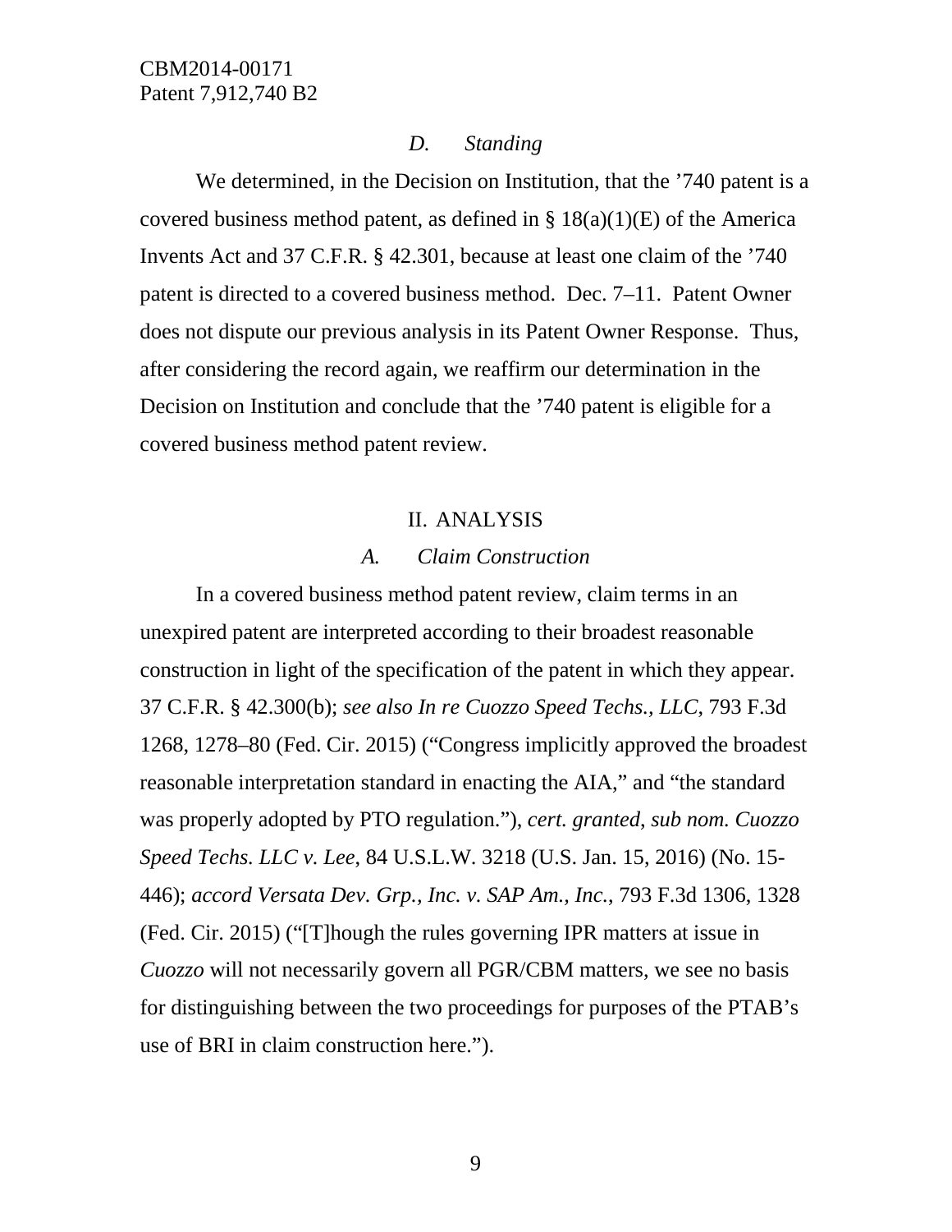### *D. Standing*

We determined, in the Decision on Institution, that the ’740 patent is a covered business method patent, as defined in § 18(a)(1)(E) of the America Invents Act and 37 C.F.R. § 42.301, because at least one claim of the ’740 patent is directed to a covered business method. Dec. 7–11. Patent Owner does not dispute our previous analysis in its Patent Owner Response. Thus, after considering the record again, we reaffirm our determination in the Decision on Institution and conclude that the ’740 patent is eligible for a covered business method patent review.

## II. ANALYSIS

### *A. Claim Construction*

In a covered business method patent review, claim terms in an unexpired patent are interpreted according to their broadest reasonable construction in light of the specification of the patent in which they appear. 37 C.F.R. § 42.300(b); *see also In re Cuozzo Speed Techs., LLC*, 793 F.3d 1268, 1278–80 (Fed. Cir. 2015) (“Congress implicitly approved the broadest reasonable interpretation standard in enacting the AIA,” and “the standard was properly adopted by PTO regulation.”), *cert. granted, sub nom. Cuozzo Speed Techs. LLC v. Lee*, 84 U.S.L.W. 3218 (U.S. Jan. 15, 2016) (No. 15-446); *accord Versata Dev. Grp., Inc. v. SAP Am., Inc.*, 793 F.3d 1306, 1328 (Fed. Cir. 2015) (“[T]hough the rules governing IPR matters at issue in *Cuozzo* will not necessarily govern all PGR/CBM matters, we see no basis for distinguishing between the two proceedings for purposes of the PTAB’s use of BRI in claim construction here.”).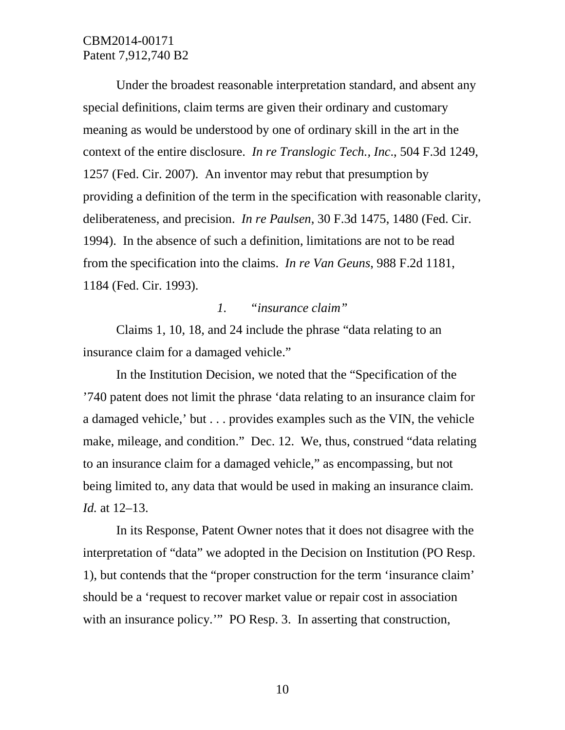Under the broadest reasonable interpretation standard, and absent any special definitions, claim terms are given their ordinary and customary meaning as would be understood by one of ordinary skill in the art in the context of the entire disclosure. *In re Translogic Tech., Inc*., 504 F.3d 1249, 1257 (Fed. Cir. 2007). An inventor may rebut that presumption by providing a definition of the term in the specification with reasonable clarity, deliberateness, and precision. *In re Paulsen*, 30 F.3d 1475, 1480 (Fed. Cir. 1994). In the absence of such a definition, limitations are not to be read from the specification into the claims. *In re Van Geuns*, 988 F.2d 1181, 1184 (Fed. Cir. 1993).

*1. "insurance claim"*

Claims 1, 10, 18, and 24 include the phrase "data relating to an insurance claim for a damaged vehicle."

In the Institution Decision, we noted that the "Specification of the '740 patent does not limit the phrase 'data relating to an insurance claim for a damaged vehicle,' but . . . provides examples such as the VIN, the vehicle make, mileage, and condition." Dec. 12. We, thus, construed "data relating to an insurance claim for a damaged vehicle," as encompassing, but not being limited to, any data that would be used in making an insurance claim. *Id.* at 12–13.

In its Response, Patent Owner notes that it does not disagree with the interpretation of "data" we adopted in the Decision on Institution (PO Resp. 1), but contends that the "proper construction for the term 'insurance claim' should be a 'request to recover market value or repair cost in association with an insurance policy.'" PO Resp. 3. In asserting that construction,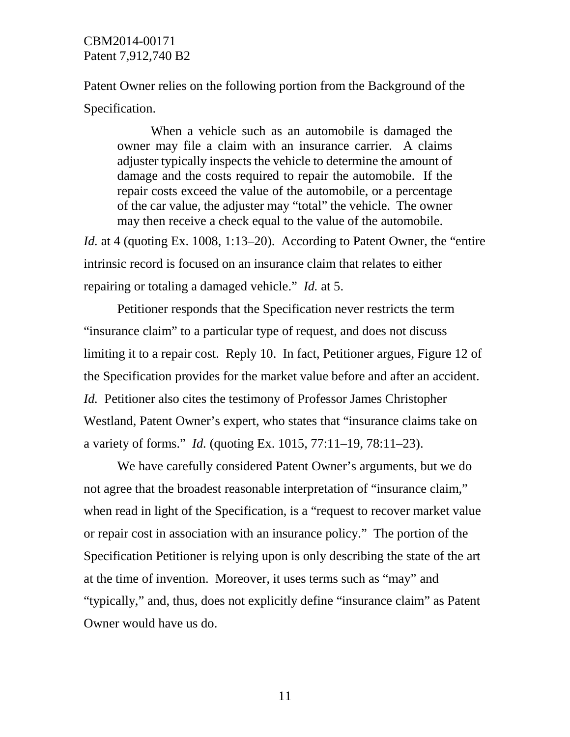Patent Owner relies on the following portion from the Background of the Specification.

> When a vehicle such as an automobile is damaged the owner may file a claim with an insurance carrier. A claims adjuster typically inspects the vehicle to determine the amount of damage and the costs required to repair the automobile. If the repair costs exceed the value of the automobile, or a percentage of the car value, the adjuster may "total" the vehicle. The owner may then receive a check equal to the value of the automobile.

*Id.* at 4 (quoting Ex. 1008, 1:13–20). According to Patent Owner, the "entire intrinsic record is focused on an insurance claim that relates to either repairing or totaling a damaged vehicle." *Id.* at 5.

Petitioner responds that the Specification never restricts the term "insurance claim" to a particular type of request, and does not discuss limiting it to a repair cost. Reply 10. In fact, Petitioner argues, Figure 12 of the Specification provides for the market value before and after an accident. *Id.* Petitioner also cites the testimony of Professor James Christopher Westland, Patent Owner's expert, who states that "insurance claims take on a variety of forms." *Id.* (quoting Ex. 1015, 77:11–19, 78:11–23).

We have carefully considered Patent Owner's arguments, but we do not agree that the broadest reasonable interpretation of "insurance claim," when read in light of the Specification, is a "request to recover market value or repair cost in association with an insurance policy." The portion of the Specification Petitioner is relying upon is only describing the state of the art at the time of invention. Moreover, it uses terms such as "may" and "typically," and, thus, does not explicitly define "insurance claim" as Patent Owner would have us do.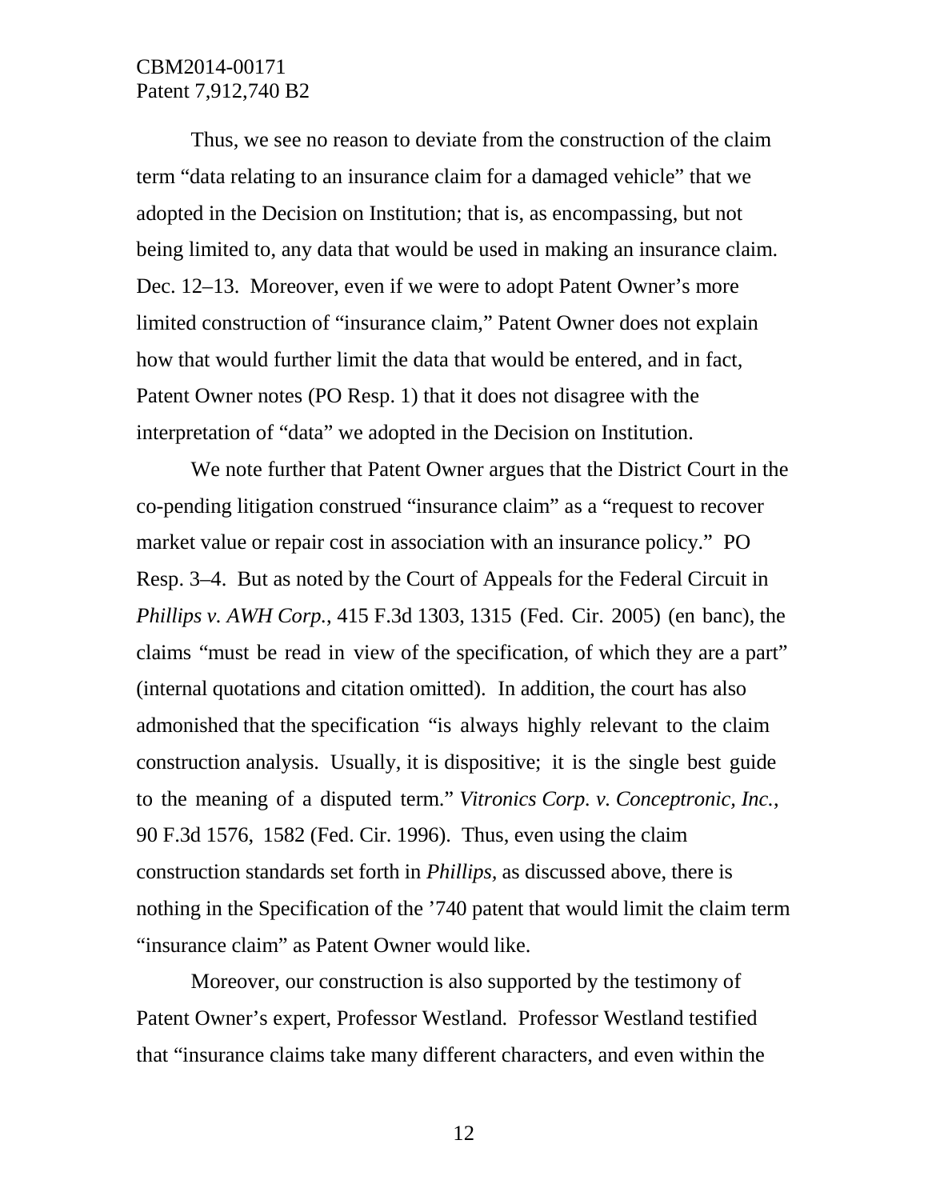Thus, we see no reason to deviate from the construction of the claim term "data relating to an insurance claim for a damaged vehicle" that we adopted in the Decision on Institution; that is, as encompassing, but not being limited to, any data that would be used in making an insurance claim. Dec. 12–13. Moreover, even if we were to adopt Patent Owner's more limited construction of "insurance claim," Patent Owner does not explain how that would further limit the data that would be entered, and in fact, Patent Owner notes (PO Resp. 1) that it does not disagree with the interpretation of "data" we adopted in the Decision on Institution.

We note further that Patent Owner argues that the District Court in the co-pending litigation construed "insurance claim" as a "request to recover market value or repair cost in association with an insurance policy." PO Resp. 3–4. But as noted by the Court of Appeals for the Federal Circuit in *Phillips v. AWH Corp.*, 415 F.3d 1303, 1315 (Fed. Cir. 2005) (en banc), the claims "must be read in view of the specification, of which they are a part" (internal quotations and citation omitted). In addition, the court has also admonished that the specification "is always highly relevant to the claim construction analysis. Usually, it is dispositive; it is the single best guide to the meaning of a disputed term." *Vitronics Corp. v. Conceptronic, Inc.*, 90 F.3d 1576, 1582 (Fed. Cir. 1996). Thus, even using the claim construction standards set forth in *Phillips*, as discussed above, there is nothing in the Specification of the '740 patent that would limit the claim term "insurance claim" as Patent Owner would like.

Moreover, our construction is also supported by the testimony of Patent Owner's expert, Professor Westland. Professor Westland testified that "insurance claims take many different characters, and even within the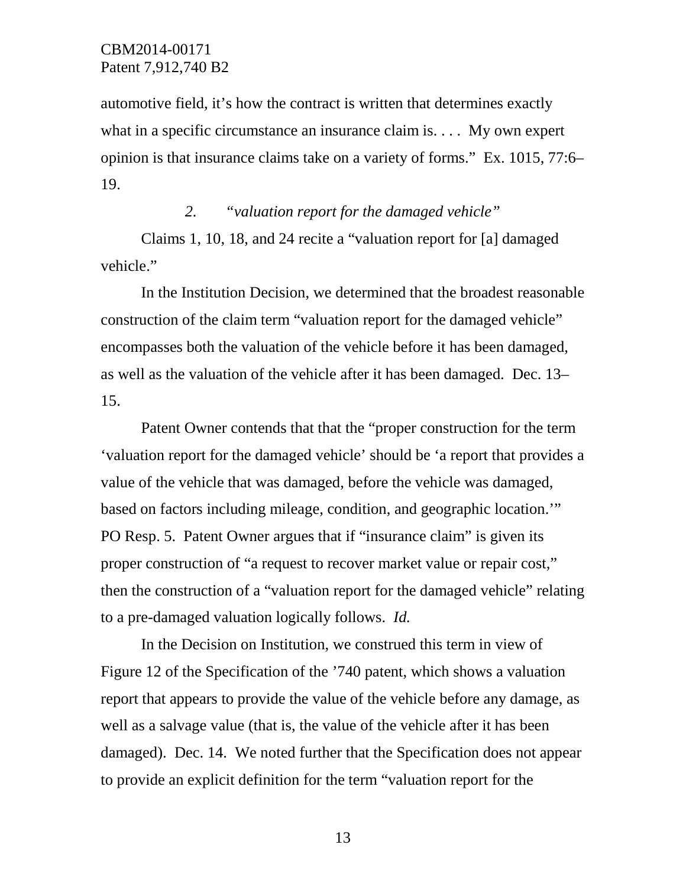automotive field, it's how the contract is written that determines exactly what in a specific circumstance an insurance claim is. . . . My own expert opinion is that insurance claims take on a variety of forms." Ex. 1015, 77:6–19.

### *2. "valuation report for the damaged vehicle"*

Claims 1, 10, 18, and 24 recite a "valuation report for [a] damaged vehicle."

In the Institution Decision, we determined that the broadest reasonable construction of the claim term "valuation report for the damaged vehicle" encompasses both the valuation of the vehicle before it has been damaged, as well as the valuation of the vehicle after it has been damaged. Dec. 13–15.

Patent Owner contends that that the "proper construction for the term 'valuation report for the damaged vehicle' should be 'a report that provides a value of the vehicle that was damaged, before the vehicle was damaged, based on factors including mileage, condition, and geographic location.'" PO Resp. 5. Patent Owner argues that if "insurance claim" is given its proper construction of "a request to recover market value or repair cost," then the construction of a "valuation report for the damaged vehicle" relating to a pre-damaged valuation logically follows. *Id.*

In the Decision on Institution, we construed this term in view of Figure 12 of the Specification of the '740 patent, which shows a valuation report that appears to provide the value of the vehicle before any damage, as well as a salvage value (that is, the value of the vehicle after it has been damaged). Dec. 14. We noted further that the Specification does not appear to provide an explicit definition for the term "valuation report for the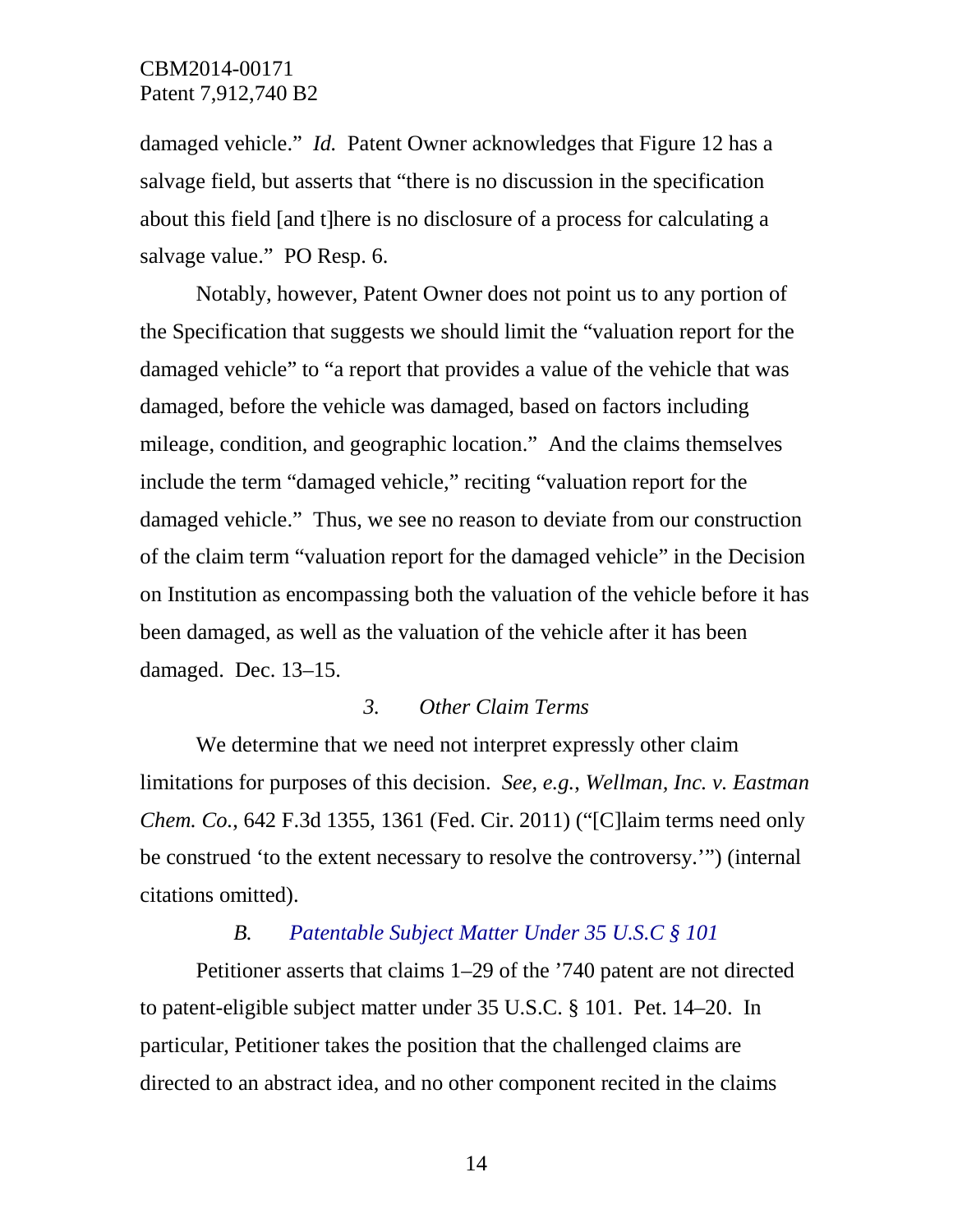damaged vehicle." *Id.* Patent Owner acknowledges that Figure 12 has a salvage field, but asserts that "there is no discussion in the specification about this field [and t]here is no disclosure of a process for calculating a salvage value." PO Resp. 6.

Notably, however, Patent Owner does not point us to any portion of the Specification that suggests we should limit the "valuation report for the damaged vehicle" to "a report that provides a value of the vehicle that was damaged, before the vehicle was damaged, based on factors including mileage, condition, and geographic location." And the claims themselves include the term "damaged vehicle," reciting "valuation report for the damaged vehicle." Thus, we see no reason to deviate from our construction of the claim term "valuation report for the damaged vehicle" in the Decision on Institution as encompassing both the valuation of the vehicle before it has been damaged, as well as the valuation of the vehicle after it has been damaged. Dec. 13–15.

### *3. Other Claim Terms*

We determine that we need not interpret expressly other claim limitations for purposes of this decision. *See, e.g.*, *Wellman, Inc. v. Eastman Chem. Co.*, 642 F.3d 1355, 1361 (Fed. Cir. 2011) ("[C]laim terms need only be construed 'to the extent necessary to resolve the controversy.'") (internal citations omitted).

## *B. Patentable Subject Matter Under 35 U.S.C § 101*

Petitioner asserts that claims 1–29 of the '740 patent are not directed to patent-eligible subject matter under 35 U.S.C. § 101. Pet. 14–20. In particular, Petitioner takes the position that the challenged claims are directed to an abstract idea, and no other component recited in the claims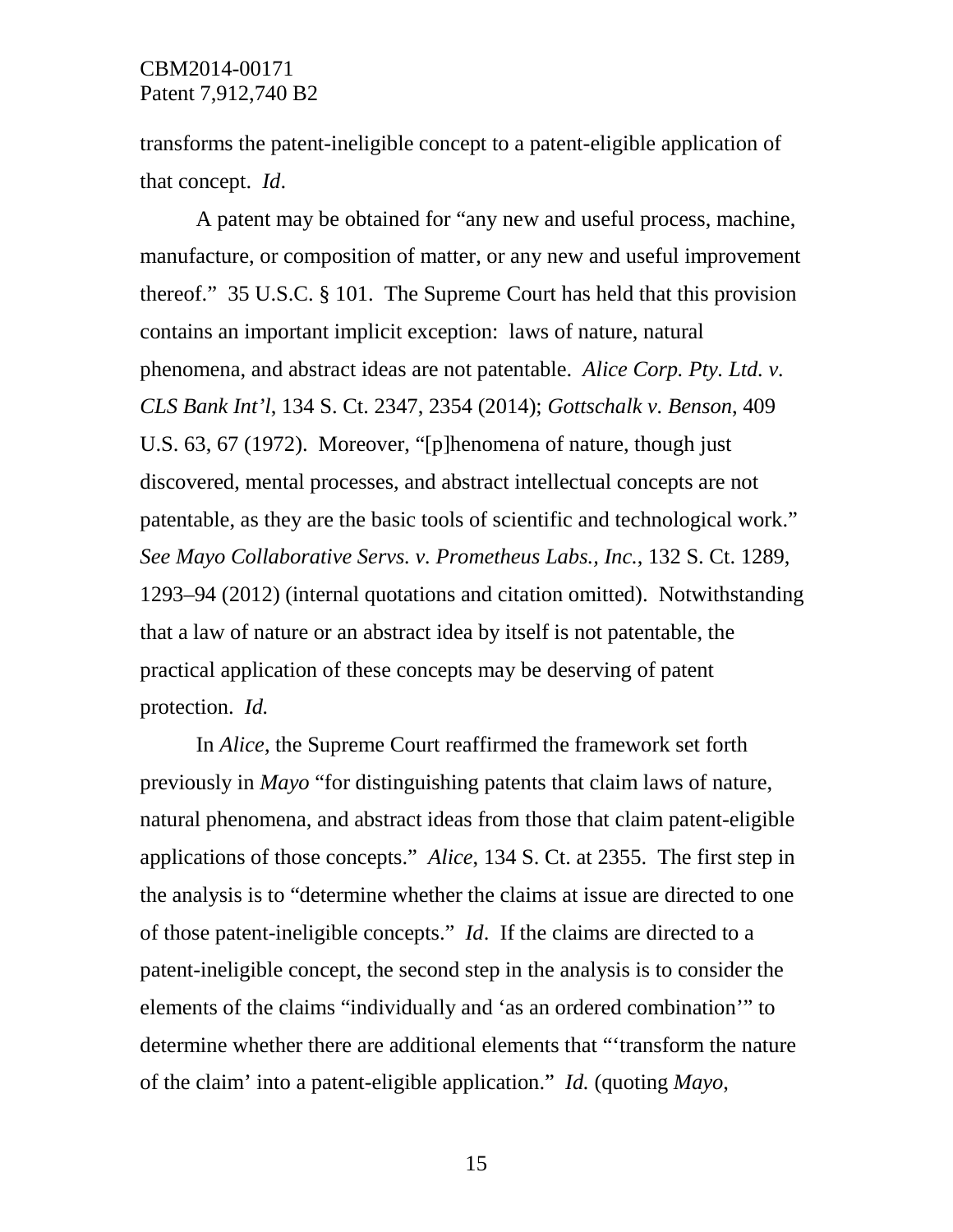transforms the patent-ineligible concept to a patent-eligible application of that concept. *Id*.

A patent may be obtained for "any new and useful process, machine, manufacture, or composition of matter, or any new and useful improvement thereof." 35 U.S.C. § 101. The Supreme Court has held that this provision contains an important implicit exception: laws of nature, natural phenomena, and abstract ideas are not patentable. *Alice Corp. Pty. Ltd. v. CLS Bank Int'l*, 134 S. Ct. 2347, 2354 (2014); *Gottschalk v. Benson*, 409 U.S. 63, 67 (1972). Moreover, "[p]henomena of nature, though just discovered, mental processes, and abstract intellectual concepts are not patentable, as they are the basic tools of scientific and technological work." *See Mayo Collaborative Servs. v. Prometheus Labs., Inc.*, 132 S. Ct. 1289, 1293–94 (2012) (internal quotations and citation omitted). Notwithstanding that a law of nature or an abstract idea by itself is not patentable, the practical application of these concepts may be deserving of patent protection. *Id.*

In *Alice*, the Supreme Court reaffirmed the framework set forth previously in *Mayo* "for distinguishing patents that claim laws of nature, natural phenomena, and abstract ideas from those that claim patent-eligible applications of those concepts." *Alice*, 134 S. Ct. at 2355. The first step in the analysis is to "determine whether the claims at issue are directed to one of those patent-ineligible concepts." *Id*. If the claims are directed to a patent-ineligible concept, the second step in the analysis is to consider the elements of the claims "individually and 'as an ordered combination'" to determine whether there are additional elements that "'transform the nature of the claim' into a patent-eligible application." *Id.* (quoting *Mayo*,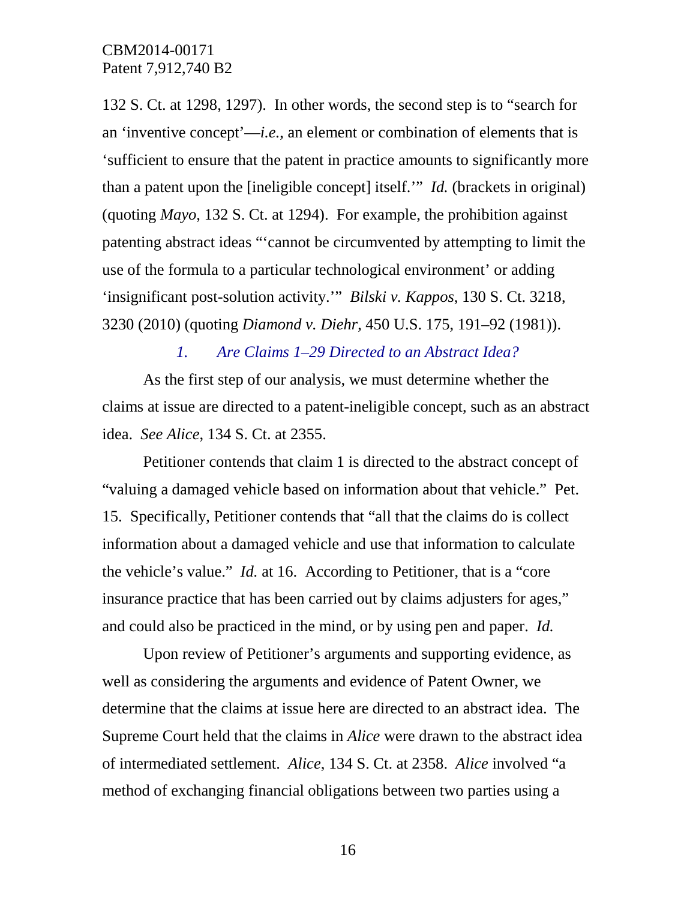132 S. Ct. at 1298, 1297). In other words, the second step is to "search for an 'inventive concept'—*i.e.*, an element or combination of elements that is 'sufficient to ensure that the patent in practice amounts to significantly more than a patent upon the [ineligible concept] itself.'" *Id.* (brackets in original) (quoting *Mayo*, 132 S. Ct. at 1294). For example, the prohibition against patenting abstract ideas "'cannot be circumvented by attempting to limit the use of the formula to a particular technological environment' or adding 'insignificant post-solution activity.'" *Bilski v. Kappos*, 130 S. Ct. 3218, 3230 (2010) (quoting *Diamond v. Diehr*, 450 U.S. 175, 191–92 (1981)).

### *1. Are Claims 1–29 Directed to an Abstract Idea?*

As the first step of our analysis, we must determine whether the claims at issue are directed to a patent-ineligible concept, such as an abstract idea. *See Alice*, 134 S. Ct. at 2355.

Petitioner contends that claim 1 is directed to the abstract concept of "valuing a damaged vehicle based on information about that vehicle." Pet. 15. Specifically, Petitioner contends that "all that the claims do is collect information about a damaged vehicle and use that information to calculate the vehicle's value." *Id.* at 16. According to Petitioner, that is a "core insurance practice that has been carried out by claims adjusters for ages," and could also be practiced in the mind, or by using pen and paper. *Id.*

Upon review of Petitioner's arguments and supporting evidence, as well as considering the arguments and evidence of Patent Owner, we determine that the claims at issue here are directed to an abstract idea. The Supreme Court held that the claims in *Alice* were drawn to the abstract idea of intermediated settlement. *Alice*, 134 S. Ct. at 2358. *Alice* involved "a method of exchanging financial obligations between two parties using a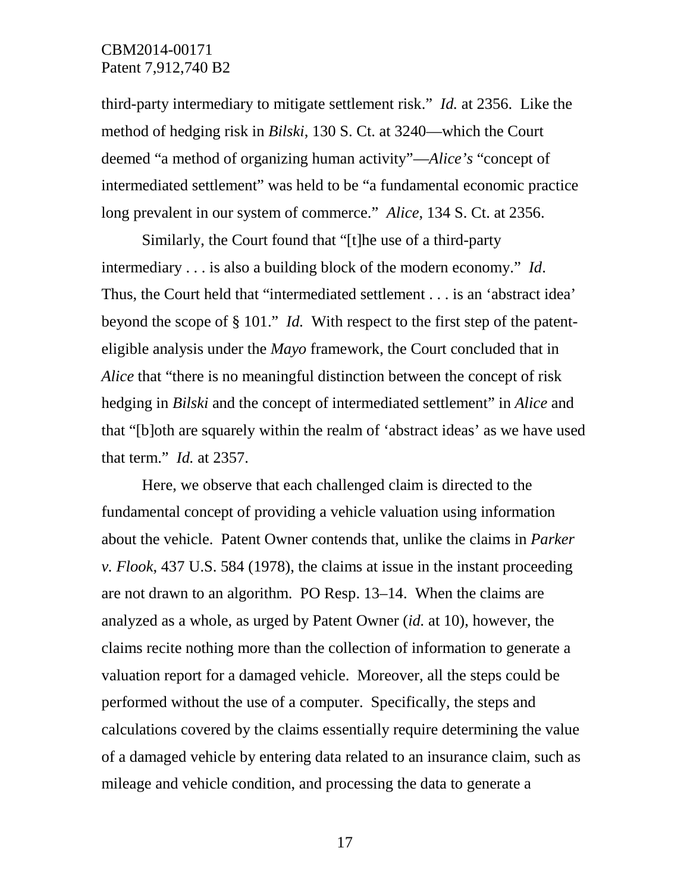third-party intermediary to mitigate settlement risk." *Id.* at 2356. Like the method of hedging risk in *Bilski*, 130 S. Ct. at 3240—which the Court deemed "a method of organizing human activity"—*Alice's* "concept of intermediated settlement" was held to be "a fundamental economic practice long prevalent in our system of commerce." *Alice*, 134 S. Ct. at 2356.

Similarly, the Court found that "[t]he use of a third-party intermediary . . . is also a building block of the modern economy." *Id*. Thus, the Court held that "intermediated settlement . . . is an 'abstract idea' beyond the scope of § 101." *Id.* With respect to the first step of the patent-eligible analysis under the *Mayo* framework, the Court concluded that in *Alice* that "there is no meaningful distinction between the concept of risk hedging in *Bilski* and the concept of intermediated settlement" in *Alice* and that "[b]oth are squarely within the realm of 'abstract ideas' as we have used that term." *Id.* at 2357.

Here, we observe that each challenged claim is directed to the fundamental concept of providing a vehicle valuation using information about the vehicle. Patent Owner contends that, unlike the claims in *Parker v. Flook*, 437 U.S. 584 (1978), the claims at issue in the instant proceeding are not drawn to an algorithm. PO Resp. 13–14. When the claims are analyzed as a whole, as urged by Patent Owner (*id.* at 10), however, the claims recite nothing more than the collection of information to generate a valuation report for a damaged vehicle. Moreover, all the steps could be performed without the use of a computer. Specifically, the steps and calculations covered by the claims essentially require determining the value of a damaged vehicle by entering data related to an insurance claim, such as mileage and vehicle condition, and processing the data to generate a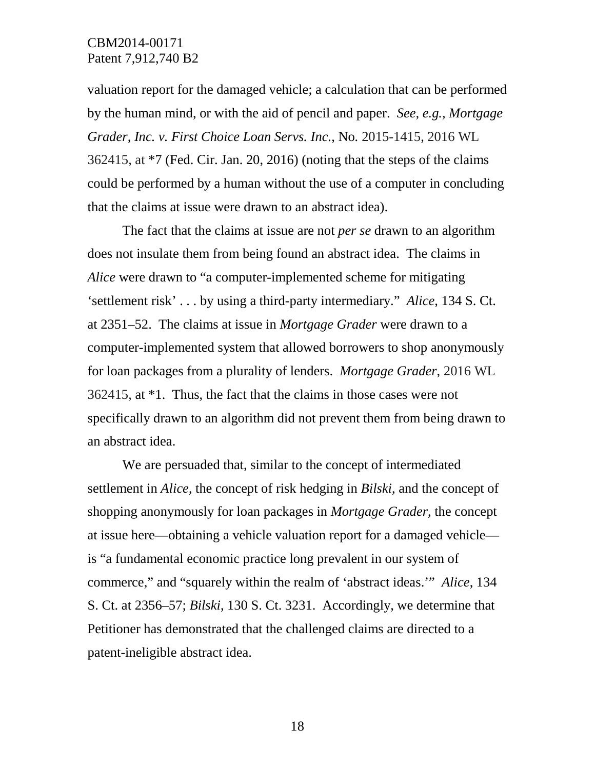valuation report for the damaged vehicle; a calculation that can be performed by the human mind, or with the aid of pencil and paper. *See, e.g., Mortgage Grader, Inc. v. First Choice Loan Servs. Inc.*, No. 2015-1415, 2016 WL 362415, at *7 (Fed. Cir. Jan. 20, 2016) (noting that the steps of the claims could be performed by a human without the use of a computer in concluding that the claims at issue were drawn to an abstract idea).

The fact that the claims at issue are not *per se* drawn to an algorithm does not insulate them from being found an abstract idea. The claims in *Alice* were drawn to "a computer-implemented scheme for mitigating 'settlement risk' . . . by using a third-party intermediary." *Alice*, 134 S. Ct. at 2351–52. The claims at issue in *Mortgage Grader* were drawn to a computer-implemented system that allowed borrowers to shop anonymously for loan packages from a plurality of lenders. *Mortgage Grader*, 2016 WL 362415, at *1. Thus, the fact that the claims in those cases were not specifically drawn to an algorithm did not prevent them from being drawn to an abstract idea.

We are persuaded that, similar to the concept of intermediated settlement in *Alice*, the concept of risk hedging in *Bilski*, and the concept of shopping anonymously for loan packages in *Mortgage Grader*, the concept at issue here—obtaining a vehicle valuation report for a damaged vehicle—is "a fundamental economic practice long prevalent in our system of commerce," and "squarely within the realm of 'abstract ideas.'" *Alice*, 134 S. Ct. at 2356–57; *Bilski*, 130 S. Ct. 3231. Accordingly, we determine that Petitioner has demonstrated that the challenged claims are directed to a patent-ineligible abstract idea.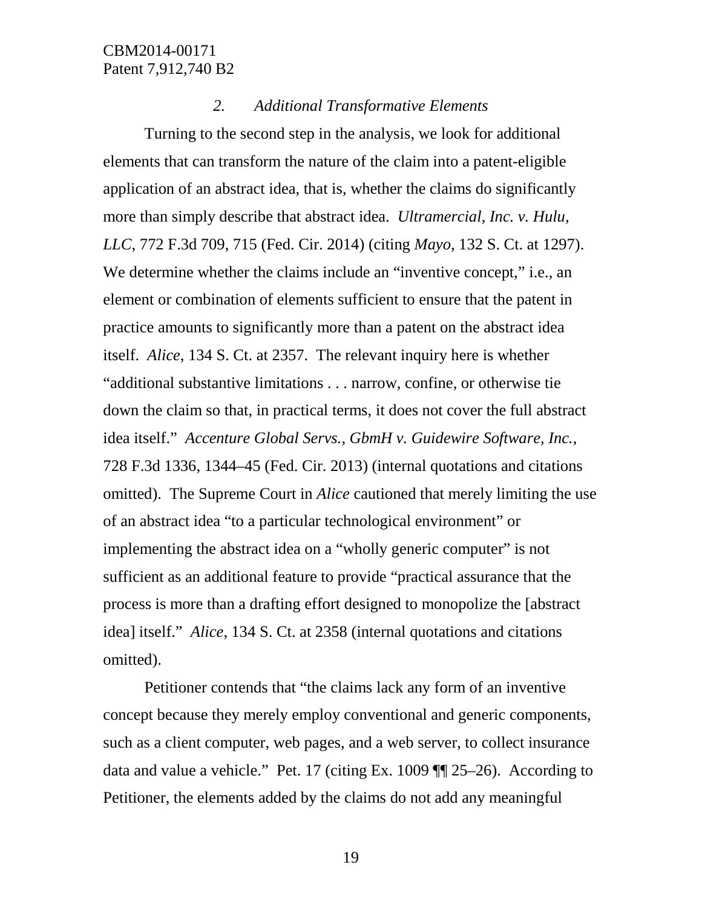### *2. Additional Transformative Elements*

Turning to the second step in the analysis, we look for additional elements that can transform the nature of the claim into a patent-eligible application of an abstract idea, that is, whether the claims do significantly more than simply describe that abstract idea. *Ultramercial, Inc. v. Hulu, LLC*, 772 F.3d 709, 715 (Fed. Cir. 2014) (citing *Mayo*, 132 S. Ct. at 1297). We determine whether the claims include an "inventive concept," i.e., an element or combination of elements sufficient to ensure that the patent in practice amounts to significantly more than a patent on the abstract idea itself. *Alice*, 134 S. Ct. at 2357. The relevant inquiry here is whether "additional substantive limitations . . . narrow, confine, or otherwise tie down the claim so that, in practical terms, it does not cover the full abstract idea itself." *Accenture Global Servs., GbmH v. Guidewire Software, Inc.*, 728 F.3d 1336, 1344–45 (Fed. Cir. 2013) (internal quotations and citations omitted). The Supreme Court in *Alice* cautioned that merely limiting the use of an abstract idea "to a particular technological environment" or implementing the abstract idea on a "wholly generic computer" is not sufficient as an additional feature to provide "practical assurance that the process is more than a drafting effort designed to monopolize the [abstract idea] itself." *Alice*, 134 S. Ct. at 2358 (internal quotations and citations omitted).

Petitioner contends that "the claims lack any form of an inventive concept because they merely employ conventional and generic components, such as a client computer, web pages, and a web server, to collect insurance data and value a vehicle." Pet. 17 (citing Ex. 1009 ¶¶ 25–26). According to Petitioner, the elements added by the claims do not add any meaningful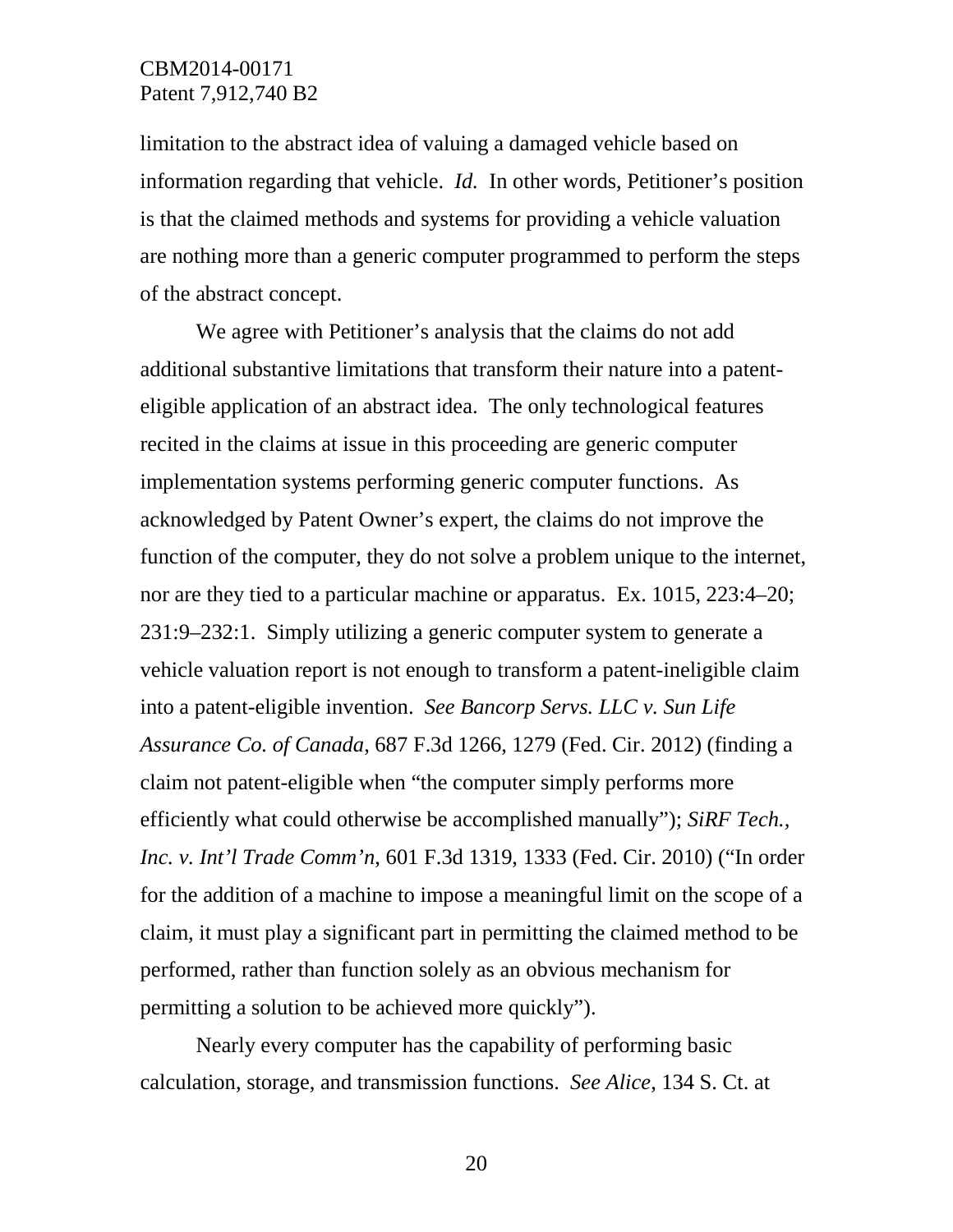limitation to the abstract idea of valuing a damaged vehicle based on information regarding that vehicle. *Id.* In other words, Petitioner's position is that the claimed methods and systems for providing a vehicle valuation are nothing more than a generic computer programmed to perform the steps of the abstract concept.

We agree with Petitioner's analysis that the claims do not add additional substantive limitations that transform their nature into a patent-eligible application of an abstract idea. The only technological features recited in the claims at issue in this proceeding are generic computer implementation systems performing generic computer functions. As acknowledged by Patent Owner's expert, the claims do not improve the function of the computer, they do not solve a problem unique to the internet, nor are they tied to a particular machine or apparatus. Ex. 1015, 223:4–20; 231:9–232:1. Simply utilizing a generic computer system to generate a vehicle valuation report is not enough to transform a patent-ineligible claim into a patent-eligible invention. *See Bancorp Servs. LLC v. Sun Life Assurance Co. of Canada*, 687 F.3d 1266, 1279 (Fed. Cir. 2012) (finding a claim not patent-eligible when "the computer simply performs more efficiently what could otherwise be accomplished manually"); *SiRF Tech., Inc. v. Int'l Trade Comm'n*, 601 F.3d 1319, 1333 (Fed. Cir. 2010) ("In order for the addition of a machine to impose a meaningful limit on the scope of a claim, it must play a significant part in permitting the claimed method to be performed, rather than function solely as an obvious mechanism for permitting a solution to be achieved more quickly").

Nearly every computer has the capability of performing basic calculation, storage, and transmission functions. *See Alice*, 134 S. Ct. at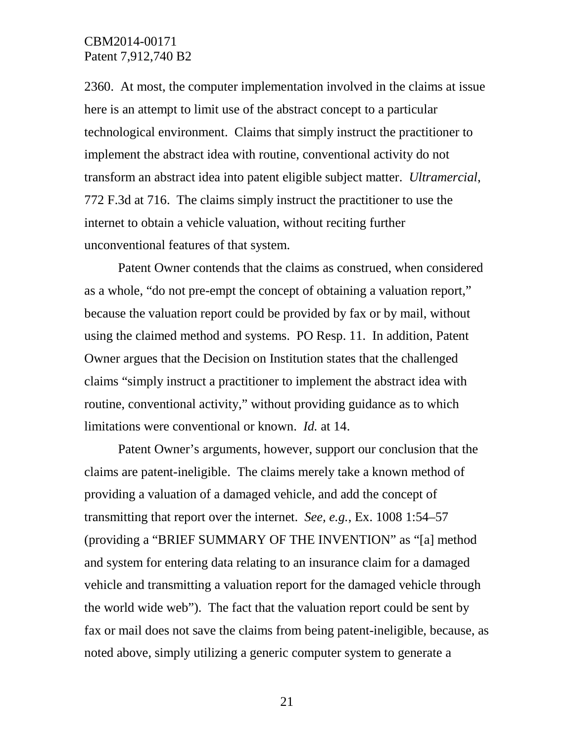2360. At most, the computer implementation involved in the claims at issue here is an attempt to limit use of the abstract concept to a particular technological environment. Claims that simply instruct the practitioner to implement the abstract idea with routine, conventional activity do not transform an abstract idea into patent eligible subject matter. *Ultramercial*, 772 F.3d at 716. The claims simply instruct the practitioner to use the internet to obtain a vehicle valuation, without reciting further unconventional features of that system.

Patent Owner contends that the claims as construed, when considered as a whole, "do not pre-empt the concept of obtaining a valuation report," because the valuation report could be provided by fax or by mail, without using the claimed method and systems. PO Resp. 11. In addition, Patent Owner argues that the Decision on Institution states that the challenged claims "simply instruct a practitioner to implement the abstract idea with routine, conventional activity," without providing guidance as to which limitations were conventional or known. *Id.* at 14.

Patent Owner's arguments, however, support our conclusion that the claims are patent-ineligible. The claims merely take a known method of providing a valuation of a damaged vehicle, and add the concept of transmitting that report over the internet. *See, e.g.*, Ex. 1008 1:54–57 (providing a "BRIEF SUMMARY OF THE INVENTION" as "[a] method and system for entering data relating to an insurance claim for a damaged vehicle and transmitting a valuation report for the damaged vehicle through the world wide web"). The fact that the valuation report could be sent by fax or mail does not save the claims from being patent-ineligible, because, as noted above, simply utilizing a generic computer system to generate a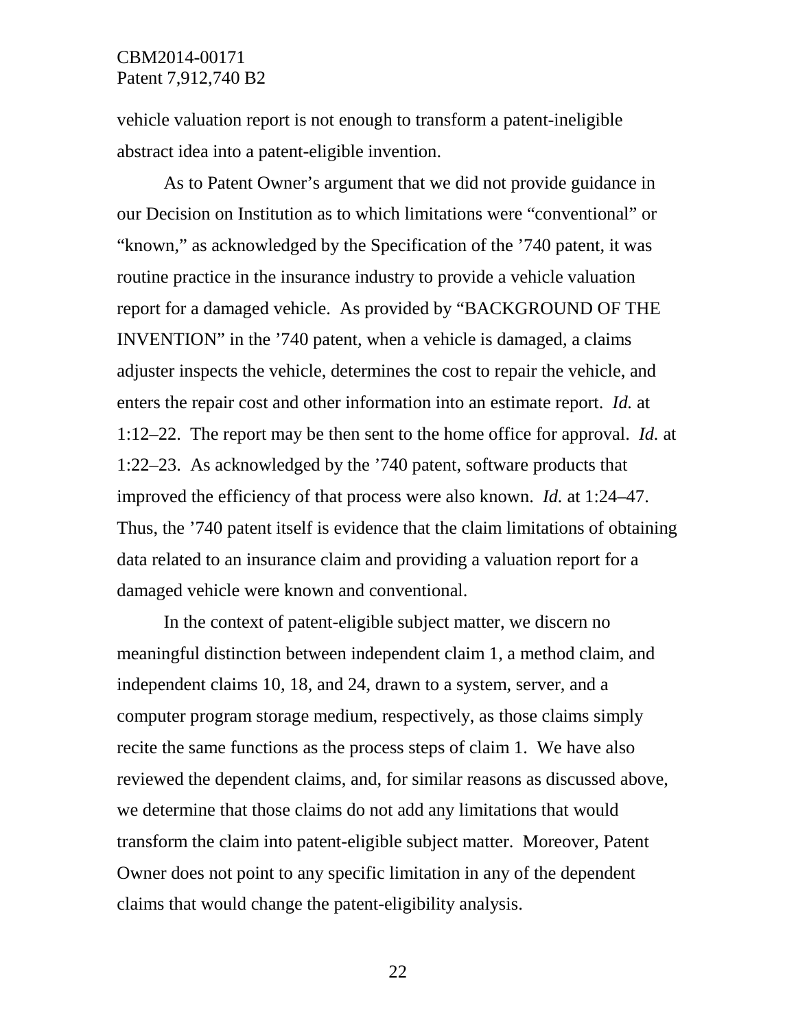vehicle valuation report is not enough to transform a patent-ineligible abstract idea into a patent-eligible invention.

As to Patent Owner's argument that we did not provide guidance in our Decision on Institution as to which limitations were "conventional" or "known," as acknowledged by the Specification of the '740 patent, it was routine practice in the insurance industry to provide a vehicle valuation report for a damaged vehicle. As provided by "BACKGROUND OF THE INVENTION" in the '740 patent, when a vehicle is damaged, a claims adjuster inspects the vehicle, determines the cost to repair the vehicle, and enters the repair cost and other information into an estimate report. *Id.* at 1:12–22. The report may be then sent to the home office for approval. *Id.* at 1:22–23. As acknowledged by the '740 patent, software products that improved the efficiency of that process were also known. *Id.* at 1:24–47. Thus, the '740 patent itself is evidence that the claim limitations of obtaining data related to an insurance claim and providing a valuation report for a damaged vehicle were known and conventional.

In the context of patent-eligible subject matter, we discern no meaningful distinction between independent claim 1, a method claim, and independent claims 10, 18, and 24, drawn to a system, server, and a computer program storage medium, respectively, as those claims simply recite the same functions as the process steps of claim 1. We have also reviewed the dependent claims, and, for similar reasons as discussed above, we determine that those claims do not add any limitations that would transform the claim into patent-eligible subject matter. Moreover, Patent Owner does not point to any specific limitation in any of the dependent claims that would change the patent-eligibility analysis.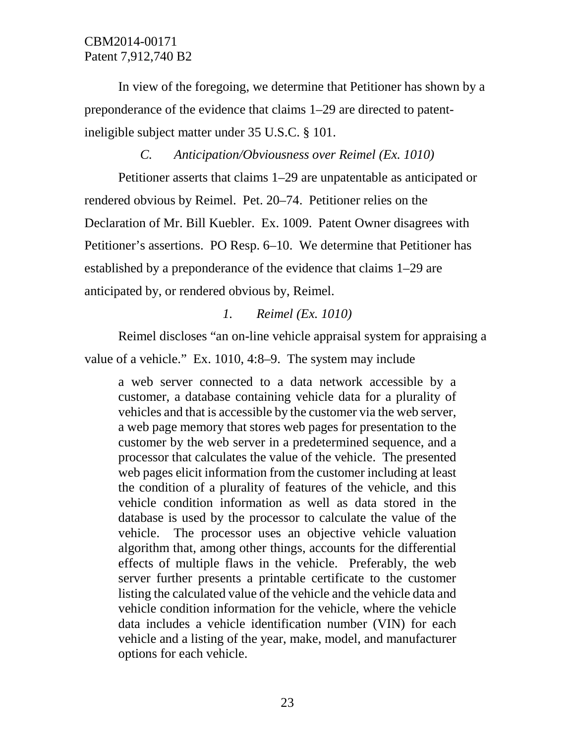In view of the foregoing, we determine that Petitioner has shown by a preponderance of the evidence that claims 1–29 are directed to patent-ineligible subject matter under 35 U.S.C. § 101.

### *C. Anticipation/Obviousness over Reimel (Ex. 1010)*

Petitioner asserts that claims 1–29 are unpatentable as anticipated or rendered obvious by Reimel. Pet. 20–74. Petitioner relies on the Declaration of Mr. Bill Kuebler. Ex. 1009. Patent Owner disagrees with Petitioner's assertions. PO Resp. 6–10. We determine that Petitioner has established by a preponderance of the evidence that claims 1–29 are anticipated by, or rendered obvious by, Reimel.

#### *1. Reimel (Ex. 1010)*

Reimel discloses "an on-line vehicle appraisal system for appraising a value of a vehicle." Ex. 1010, 4:8–9. The system may include

> a web server connected to a data network accessible by a customer, a database containing vehicle data for a plurality of vehicles and that is accessible by the customer via the web server, a web page memory that stores web pages for presentation to the customer by the web server in a predetermined sequence, and a processor that calculates the value of the vehicle. The presented web pages elicit information from the customer including at least the condition of a plurality of features of the vehicle, and this vehicle condition information as well as data stored in the database is used by the processor to calculate the value of the vehicle. The processor uses an objective vehicle valuation algorithm that, among other things, accounts for the differential effects of multiple flaws in the vehicle. Preferably, the web server further presents a printable certificate to the customer listing the calculated value of the vehicle and the vehicle data and vehicle condition information for the vehicle, where the vehicle data includes a vehicle identification number (VIN) for each vehicle and a listing of the year, make, model, and manufacturer options for each vehicle.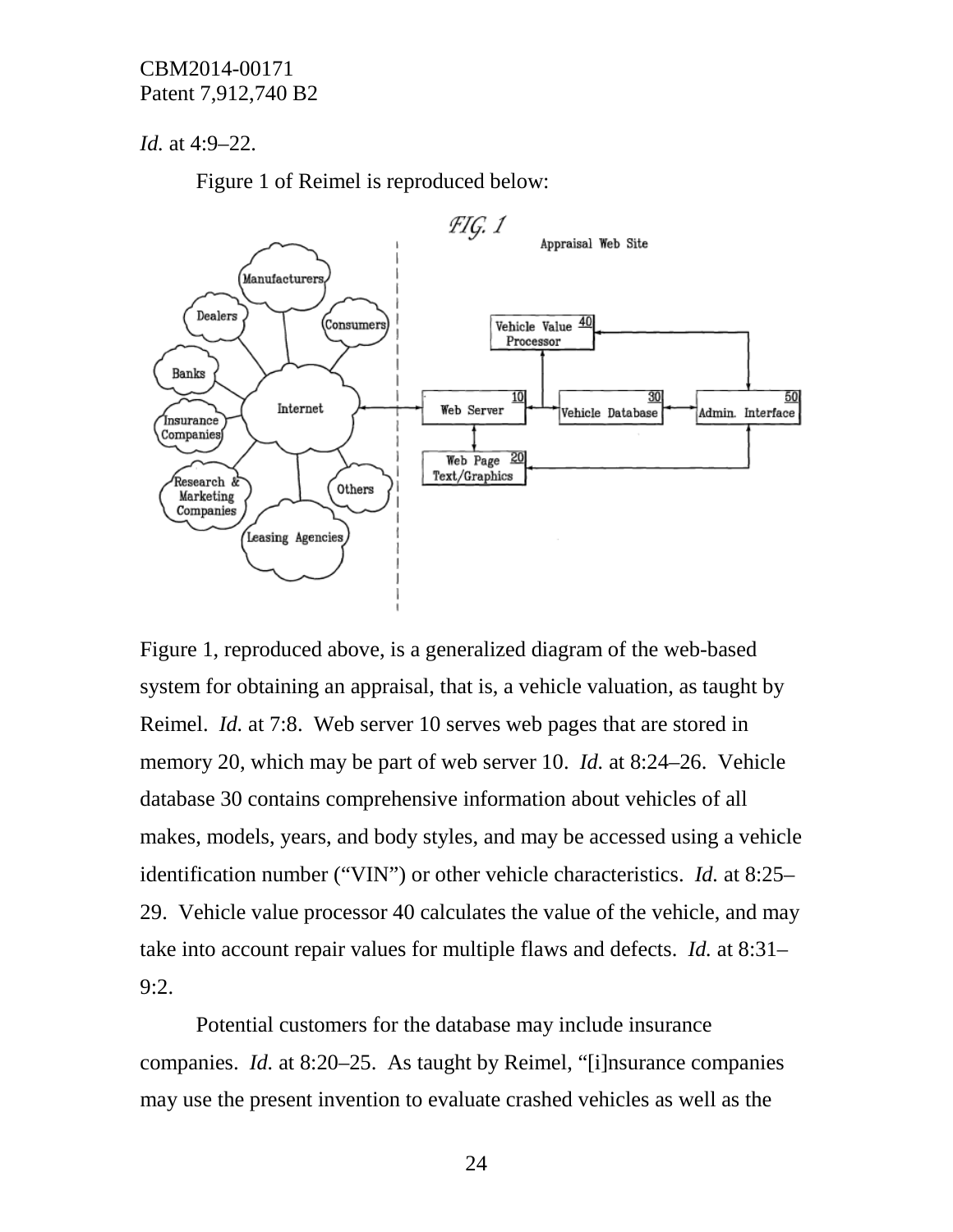*Id.* at 4:9–22.

Figure 1 of Reimel is reproduced below:

Figure 1, reproduced above, is a generalized diagram of the web-based system for obtaining an appraisal, that is, a vehicle valuation, as taught by Reimel. *Id.* at 7:8. Web server 10 serves web pages that are stored in memory 20, which may be part of web server 10. *Id.* at 8:24–26. Vehicle database 30 contains comprehensive information about vehicles of all makes, models, years, and body styles, and may be accessed using a vehicle identification number ("VIN") or other vehicle characteristics. *Id.* at 8:25–29. Vehicle value processor 40 calculates the value of the vehicle, and may take into account repair values for multiple flaws and defects. *Id.* at 8:31–9:2.

Potential customers for the database may include insurance companies. *Id.* at 8:20–25. As taught by Reimel, "[i]nsurance companies may use the present invention to evaluate crashed vehicles as well as the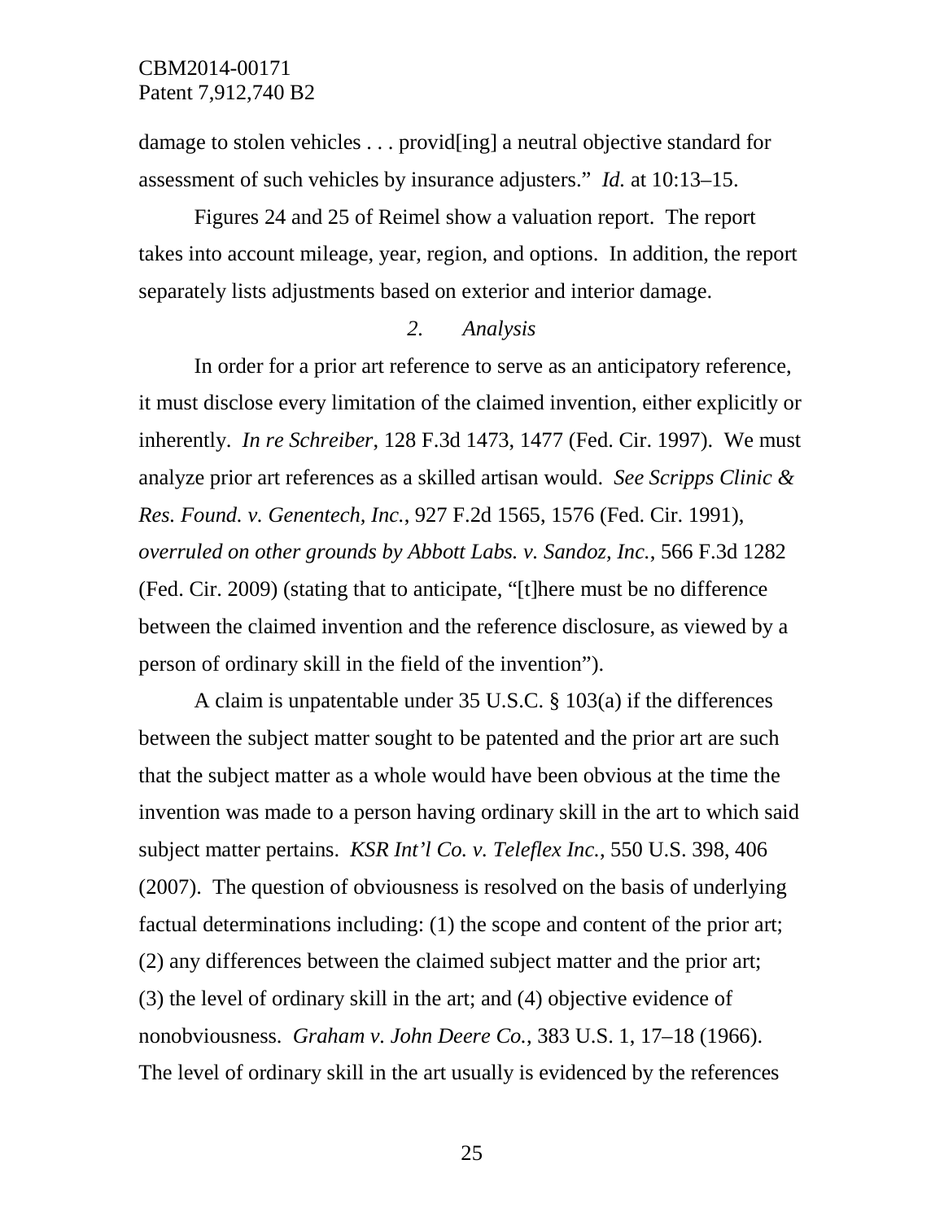damage to stolen vehicles . . . provid[ing] a neutral objective standard for assessment of such vehicles by insurance adjusters." *Id.* at 10:13–15.

Figures 24 and 25 of Reimel show a valuation report. The report takes into account mileage, year, region, and options. In addition, the report separately lists adjustments based on exterior and interior damage.

### *2. Analysis*

In order for a prior art reference to serve as an anticipatory reference, it must disclose every limitation of the claimed invention, either explicitly or inherently. *In re Schreiber*, 128 F.3d 1473, 1477 (Fed. Cir. 1997). We must analyze prior art references as a skilled artisan would. *See Scripps Clinic & Res. Found. v. Genentech, Inc.*, 927 F.2d 1565, 1576 (Fed. Cir. 1991), *overruled on other grounds by Abbott Labs. v. Sandoz, Inc.*, 566 F.3d 1282 (Fed. Cir. 2009) (stating that to anticipate, "[t]here must be no difference between the claimed invention and the reference disclosure, as viewed by a person of ordinary skill in the field of the invention").

A claim is unpatentable under 35 U.S.C. § 103(a) if the differences between the subject matter sought to be patented and the prior art are such that the subject matter as a whole would have been obvious at the time the invention was made to a person having ordinary skill in the art to which said subject matter pertains. *KSR Int'l Co. v. Teleflex Inc.*, 550 U.S. 398, 406 (2007). The question of obviousness is resolved on the basis of underlying factual determinations including: (1) the scope and content of the prior art; (2) any differences between the claimed subject matter and the prior art; (3) the level of ordinary skill in the art; and (4) objective evidence of nonobviousness. *Graham v. John Deere Co.*, 383 U.S. 1, 17–18 (1966). The level of ordinary skill in the art usually is evidenced by the references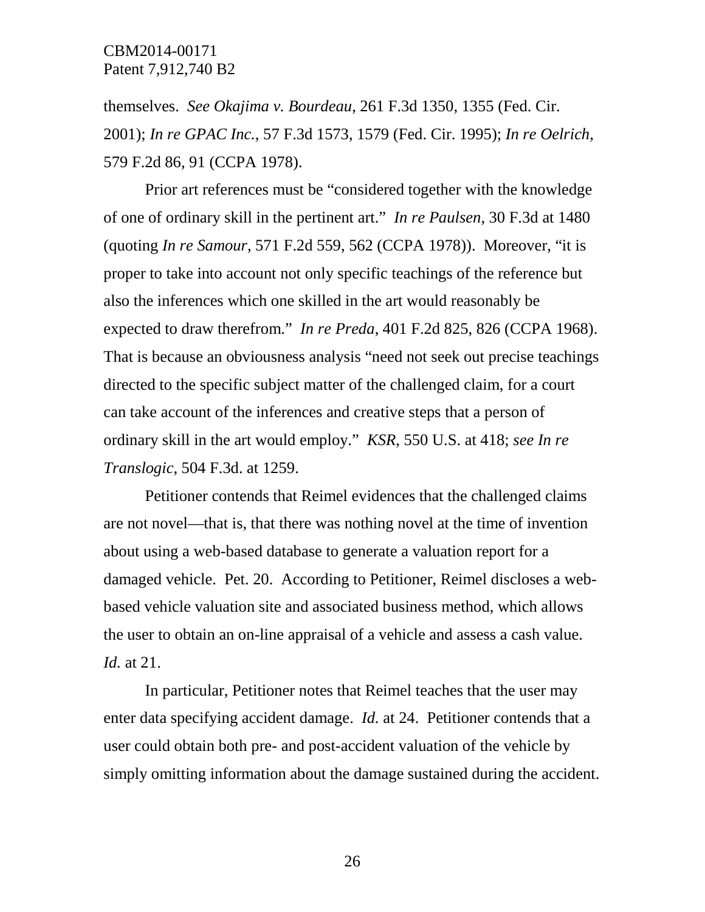themselves. *See Okajima v. Bourdeau*, 261 F.3d 1350, 1355 (Fed. Cir. 2001); *In re GPAC Inc.*, 57 F.3d 1573, 1579 (Fed. Cir. 1995); *In re Oelrich*, 579 F.2d 86, 91 (CCPA 1978).

Prior art references must be "considered together with the knowledge of one of ordinary skill in the pertinent art." *In re Paulsen*, 30 F.3d at 1480 (quoting *In re Samour*, 571 F.2d 559, 562 (CCPA 1978)). Moreover, "it is proper to take into account not only specific teachings of the reference but also the inferences which one skilled in the art would reasonably be expected to draw therefrom." *In re Preda*, 401 F.2d 825, 826 (CCPA 1968). That is because an obviousness analysis "need not seek out precise teachings directed to the specific subject matter of the challenged claim, for a court can take account of the inferences and creative steps that a person of ordinary skill in the art would employ." *KSR*, 550 U.S. at 418; *see In re Translogic*, 504 F.3d. at 1259.

Petitioner contends that Reimel evidences that the challenged claims are not novel—that is, that there was nothing novel at the time of invention about using a web-based database to generate a valuation report for a damaged vehicle. Pet. 20. According to Petitioner, Reimel discloses a web-based vehicle valuation site and associated business method, which allows the user to obtain an on-line appraisal of a vehicle and assess a cash value. *Id.* at 21.

In particular, Petitioner notes that Reimel teaches that the user may enter data specifying accident damage. *Id.* at 24. Petitioner contends that a user could obtain both pre- and post-accident valuation of the vehicle by simply omitting information about the damage sustained during the accident.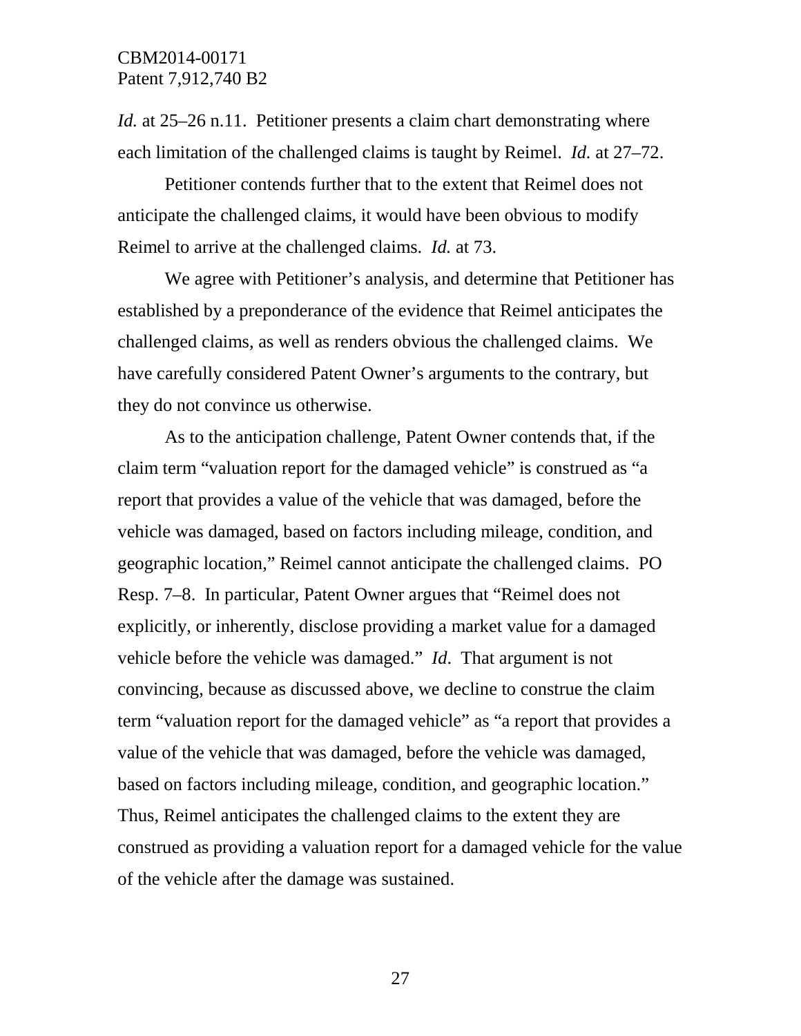*Id.* at 25–26 n.11. Petitioner presents a claim chart demonstrating where each limitation of the challenged claims is taught by Reimel. *Id.* at 27–72.

Petitioner contends further that to the extent that Reimel does not anticipate the challenged claims, it would have been obvious to modify Reimel to arrive at the challenged claims. *Id.* at 73.

We agree with Petitioner's analysis, and determine that Petitioner has established by a preponderance of the evidence that Reimel anticipates the challenged claims, as well as renders obvious the challenged claims. We have carefully considered Patent Owner's arguments to the contrary, but they do not convince us otherwise.

As to the anticipation challenge, Patent Owner contends that, if the claim term "valuation report for the damaged vehicle" is construed as "a report that provides a value of the vehicle that was damaged, before the vehicle was damaged, based on factors including mileage, condition, and geographic location," Reimel cannot anticipate the challenged claims. PO Resp. 7–8. In particular, Patent Owner argues that "Reimel does not explicitly, or inherently, disclose providing a market value for a damaged vehicle before the vehicle was damaged." *Id*. That argument is not convincing, because as discussed above, we decline to construe the claim term "valuation report for the damaged vehicle" as "a report that provides a value of the vehicle that was damaged, before the vehicle was damaged, based on factors including mileage, condition, and geographic location." Thus, Reimel anticipates the challenged claims to the extent they are construed as providing a valuation report for a damaged vehicle for the value of the vehicle after the damage was sustained.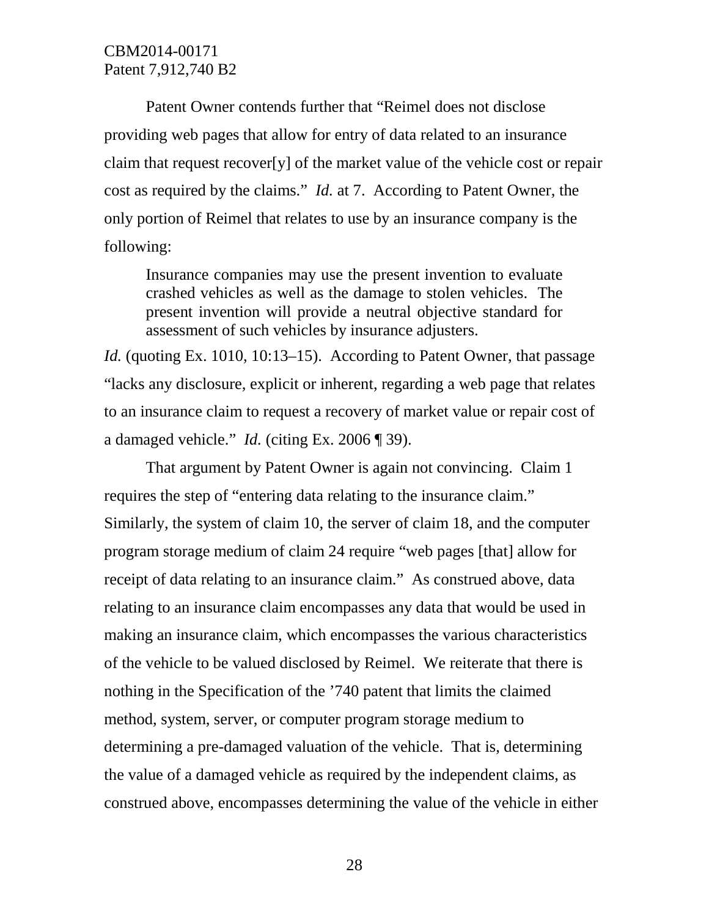Patent Owner contends further that "Reimel does not disclose providing web pages that allow for entry of data related to an insurance claim that request recover[y] of the market value of the vehicle cost or repair cost as required by the claims." *Id.* at 7. According to Patent Owner, the only portion of Reimel that relates to use by an insurance company is the following:

> Insurance companies may use the present invention to evaluate crashed vehicles as well as the damage to stolen vehicles. The present invention will provide a neutral objective standard for assessment of such vehicles by insurance adjusters.

*Id.* (quoting Ex. 1010, 10:13–15). According to Patent Owner, that passage "lacks any disclosure, explicit or inherent, regarding a web page that relates to an insurance claim to request a recovery of market value or repair cost of a damaged vehicle." *Id.* (citing Ex. 2006 ¶ 39).

That argument by Patent Owner is again not convincing. Claim 1 requires the step of "entering data relating to the insurance claim." Similarly, the system of claim 10, the server of claim 18, and the computer program storage medium of claim 24 require "web pages [that] allow for receipt of data relating to an insurance claim." As construed above, data relating to an insurance claim encompasses any data that would be used in making an insurance claim, which encompasses the various characteristics of the vehicle to be valued disclosed by Reimel. We reiterate that there is nothing in the Specification of the '740 patent that limits the claimed method, system, server, or computer program storage medium to determining a pre-damaged valuation of the vehicle. That is, determining the value of a damaged vehicle as required by the independent claims, as construed above, encompasses determining the value of the vehicle in either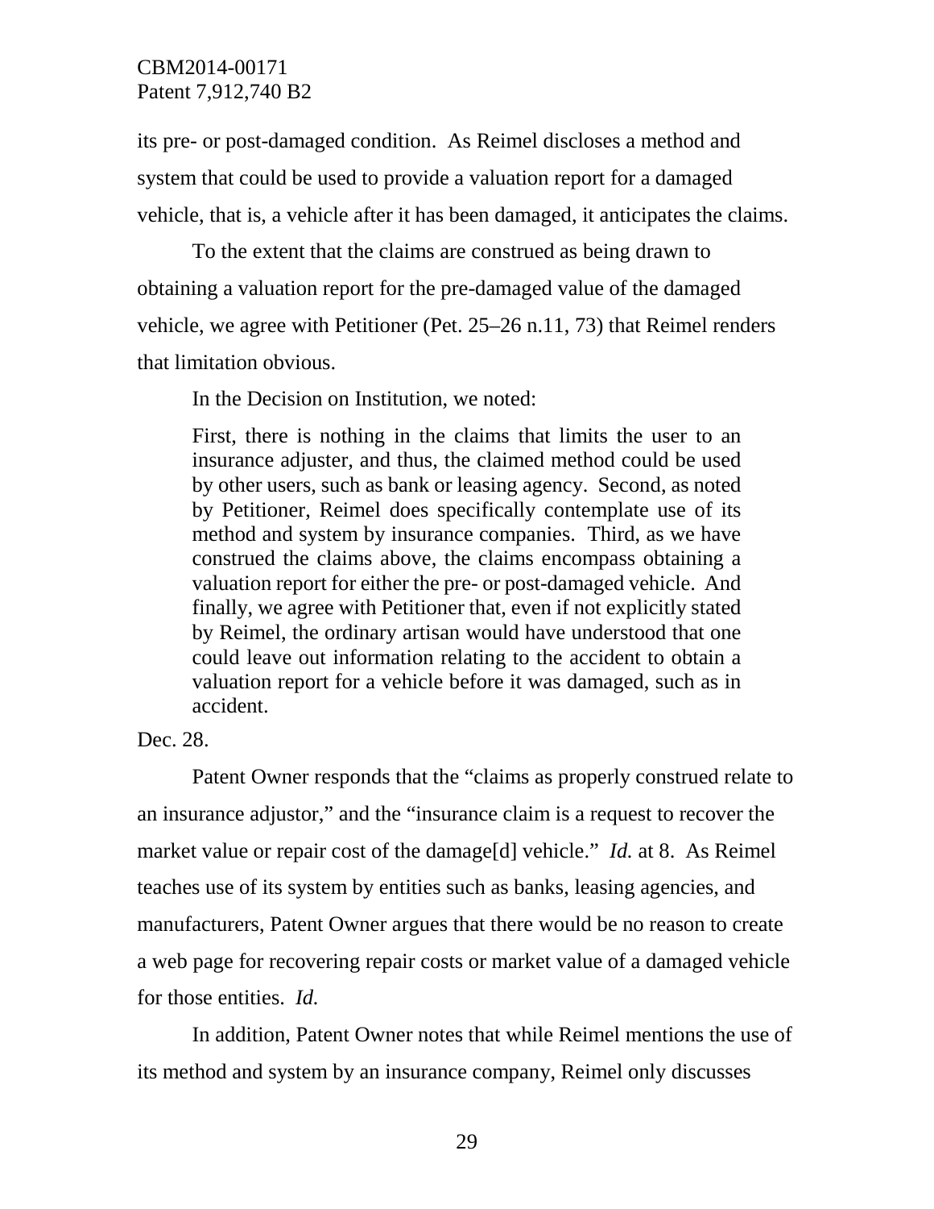its pre- or post-damaged condition. As Reimel discloses a method and system that could be used to provide a valuation report for a damaged vehicle, that is, a vehicle after it has been damaged, it anticipates the claims.

To the extent that the claims are construed as being drawn to obtaining a valuation report for the pre-damaged value of the damaged vehicle, we agree with Petitioner (Pet. 25–26 n.11, 73) that Reimel renders that limitation obvious.

In the Decision on Institution, we noted:

> First, there is nothing in the claims that limits the user to an insurance adjuster, and thus, the claimed method could be used by other users, such as bank or leasing agency. Second, as noted by Petitioner, Reimel does specifically contemplate use of its method and system by insurance companies. Third, as we have construed the claims above, the claims encompass obtaining a valuation report for either the pre- or post-damaged vehicle. And finally, we agree with Petitioner that, even if not explicitly stated by Reimel, the ordinary artisan would have understood that one could leave out information relating to the accident to obtain a valuation report for a vehicle before it was damaged, such as in accident.

Dec. 28.

Patent Owner responds that the "claims as properly construed relate to an insurance adjustor," and the "insurance claim is a request to recover the market value or repair cost of the damage[d] vehicle." *Id.* at 8. As Reimel teaches use of its system by entities such as banks, leasing agencies, and manufacturers, Patent Owner argues that there would be no reason to create a web page for recovering repair costs or market value of a damaged vehicle for those entities. *Id.*

In addition, Patent Owner notes that while Reimel mentions the use of its method and system by an insurance company, Reimel only discusses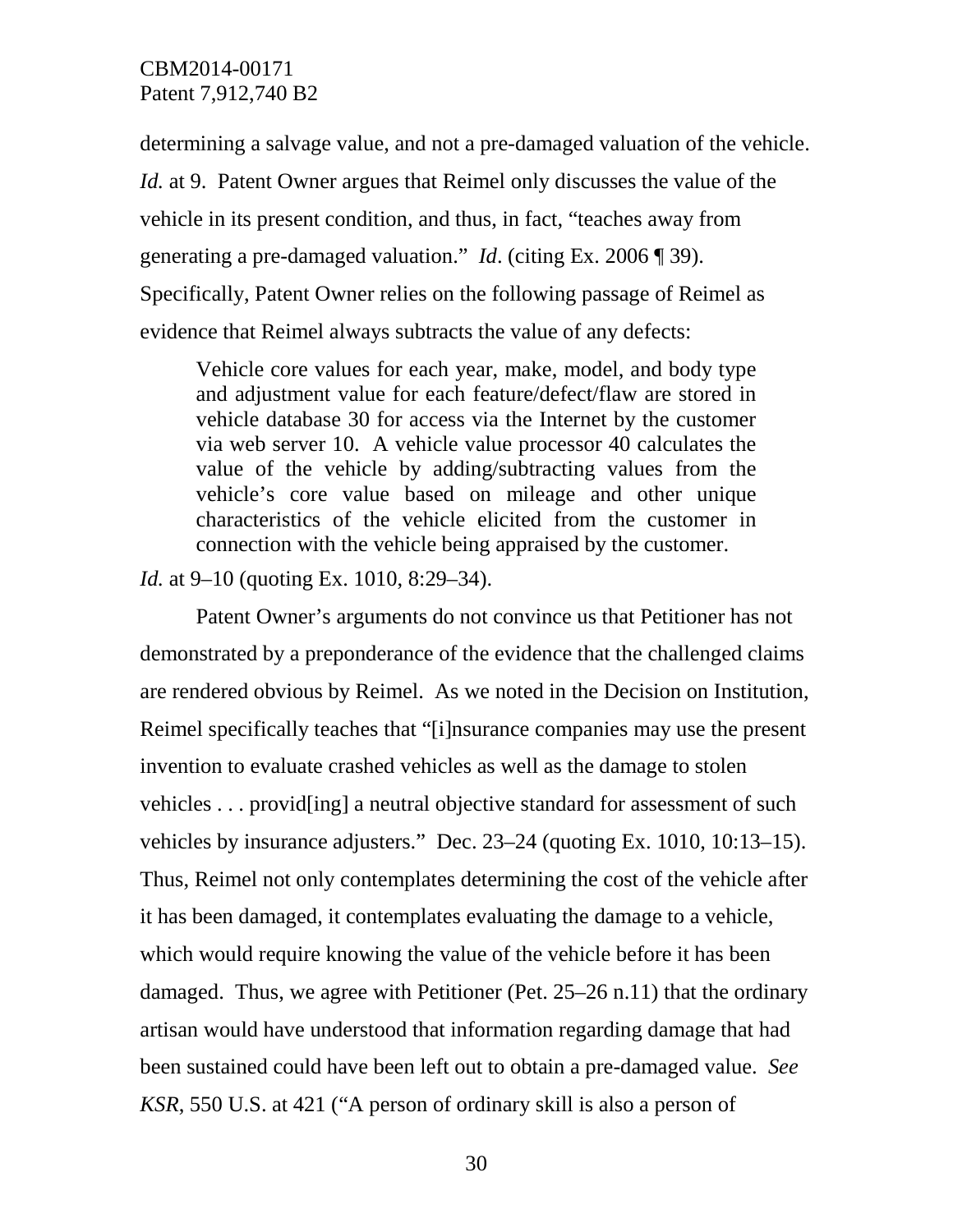determining a salvage value, and not a pre-damaged valuation of the vehicle. *Id.* at 9. Patent Owner argues that Reimel only discusses the value of the vehicle in its present condition, and thus, in fact, "teaches away from generating a pre-damaged valuation." *Id*. (citing Ex. 2006 ¶ 39). Specifically, Patent Owner relies on the following passage of Reimel as evidence that Reimel always subtracts the value of any defects:

> Vehicle core values for each year, make, model, and body type and adjustment value for each feature/defect/flaw are stored in vehicle database 30 for access via the Internet by the customer via web server 10. A vehicle value processor 40 calculates the value of the vehicle by adding/subtracting values from the vehicle's core value based on mileage and other unique characteristics of the vehicle elicited from the customer in connection with the vehicle being appraised by the customer.

*Id.* at 9–10 (quoting Ex. 1010, 8:29–34).

Patent Owner's arguments do not convince us that Petitioner has not demonstrated by a preponderance of the evidence that the challenged claims are rendered obvious by Reimel. As we noted in the Decision on Institution, Reimel specifically teaches that "[i]nsurance companies may use the present invention to evaluate crashed vehicles as well as the damage to stolen vehicles . . . provid[ing] a neutral objective standard for assessment of such vehicles by insurance adjusters." Dec. 23–24 (quoting Ex. 1010, 10:13–15). Thus, Reimel not only contemplates determining the cost of the vehicle after it has been damaged, it contemplates evaluating the damage to a vehicle, which would require knowing the value of the vehicle before it has been damaged. Thus, we agree with Petitioner (Pet. 25–26 n.11) that the ordinary artisan would have understood that information regarding damage that had been sustained could have been left out to obtain a pre-damaged value. *See KSR*, 550 U.S. at 421 ("A person of ordinary skill is also a person of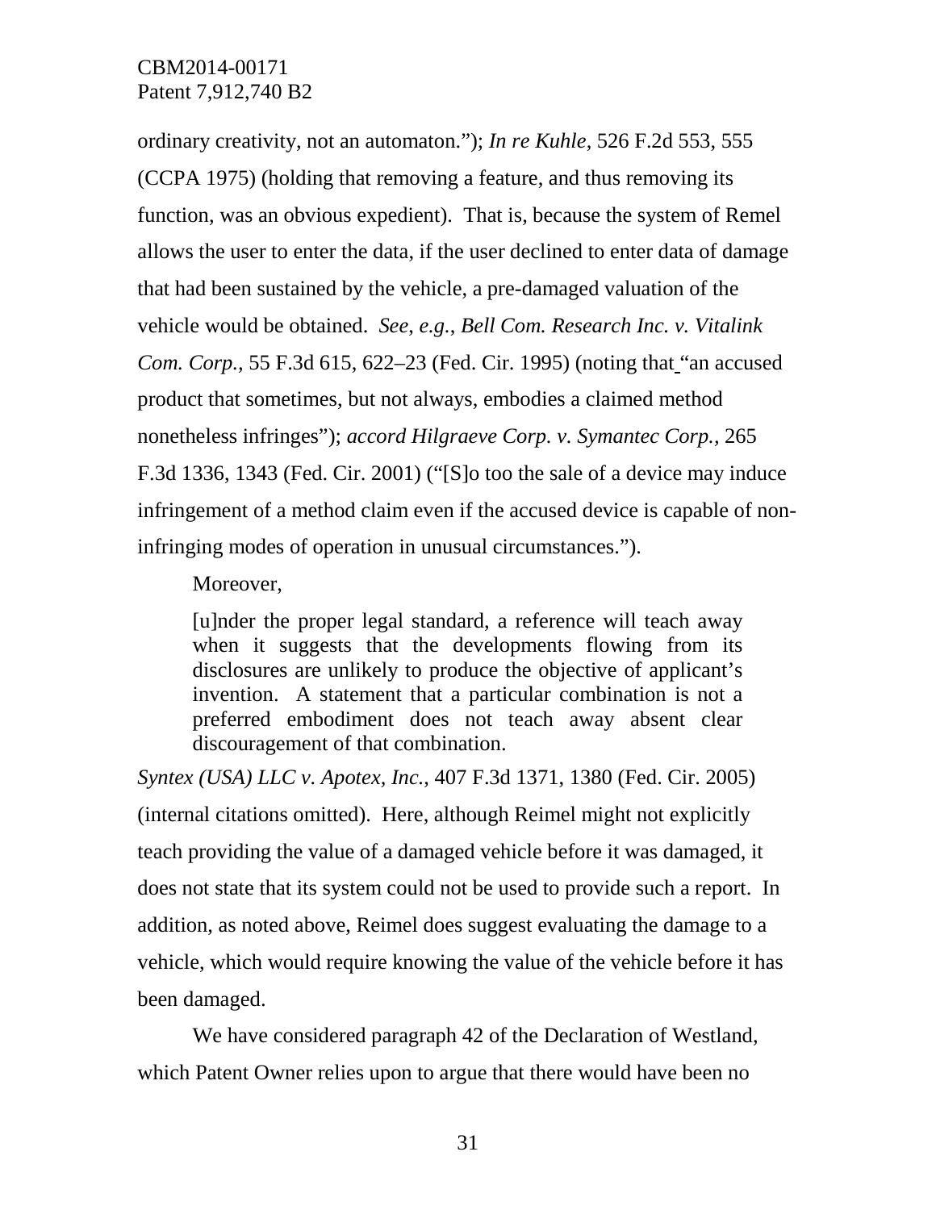ordinary creativity, not an automaton."); *In re Kuhle*, 526 F.2d 553, 555 (CCPA 1975) (holding that removing a feature, and thus removing its function, was an obvious expedient). That is, because the system of Remel allows the user to enter the data, if the user declined to enter data of damage that had been sustained by the vehicle, a pre-damaged valuation of the vehicle would be obtained. *See*, *e.g.*, *Bell Com. Research Inc. v. Vitalink Com. Corp.*, 55 F.3d 615, 622–23 (Fed. Cir. 1995) (noting that "an accused product that sometimes, but not always, embodies a claimed method nonetheless infringes"); *accord Hilgraeve Corp. v. Symantec Corp.,* 265 F.3d 1336, 1343 (Fed. Cir. 2001) ("[S]o too the sale of a device may induce infringement of a method claim even if the accused device is capable of non-infringing modes of operation in unusual circumstances.").

Moreover,

> [u]nder the proper legal standard, a reference will teach away when it suggests that the developments flowing from its disclosures are unlikely to produce the objective of applicant's invention. A statement that a particular combination is not a preferred embodiment does not teach away absent clear discouragement of that combination.

*Syntex (USA) LLC v. Apotex, Inc.*, 407 F.3d 1371, 1380 (Fed. Cir. 2005) (internal citations omitted). Here, although Reimel might not explicitly teach providing the value of a damaged vehicle before it was damaged, it does not state that its system could not be used to provide such a report. In addition, as noted above, Reimel does suggest evaluating the damage to a vehicle, which would require knowing the value of the vehicle before it has been damaged.

We have considered paragraph 42 of the Declaration of Westland, which Patent Owner relies upon to argue that there would have been no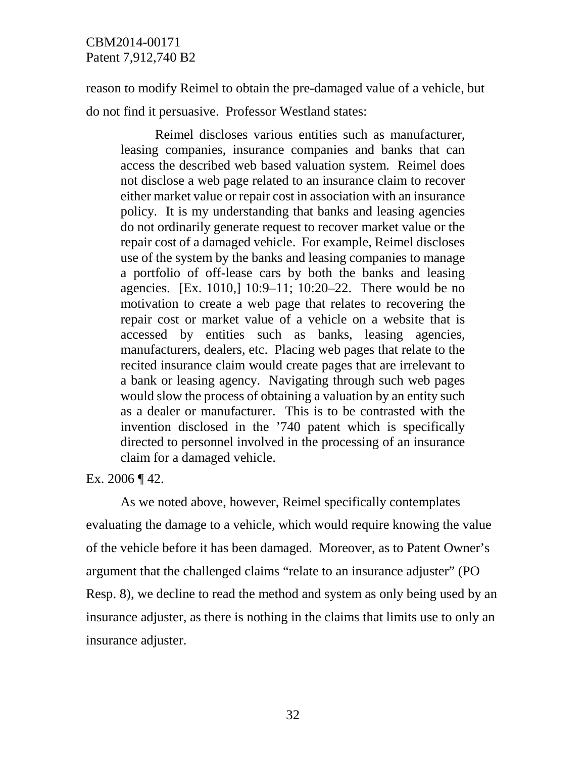reason to modify Reimel to obtain the pre-damaged value of a vehicle, but do not find it persuasive. Professor Westland states:

> Reimel discloses various entities such as manufacturer, leasing companies, insurance companies and banks that can access the described web based valuation system. Reimel does not disclose a web page related to an insurance claim to recover either market value or repair cost in association with an insurance policy. It is my understanding that banks and leasing agencies do not ordinarily generate request to recover market value or the repair cost of a damaged vehicle. For example, Reimel discloses use of the system by the banks and leasing companies to manage a portfolio of off-lease cars by both the banks and leasing agencies. [Ex. 1010,] 10:9–11; 10:20–22. There would be no motivation to create a web page that relates to recovering the repair cost or market value of a vehicle on a website that is accessed by entities such as banks, leasing agencies, manufacturers, dealers, etc. Placing web pages that relate to the recited insurance claim would create pages that are irrelevant to a bank or leasing agency. Navigating through such web pages would slow the process of obtaining a valuation by an entity such as a dealer or manufacturer. This is to be contrasted with the invention disclosed in the '740 patent which is specifically directed to personnel involved in the processing of an insurance claim for a damaged vehicle.

Ex. 2006 ¶ 42.

As we noted above, however, Reimel specifically contemplates evaluating the damage to a vehicle, which would require knowing the value of the vehicle before it has been damaged. Moreover, as to Patent Owner's argument that the challenged claims "relate to an insurance adjuster" (PO Resp. 8), we decline to read the method and system as only being used by an insurance adjuster, as there is nothing in the claims that limits use to only an insurance adjuster.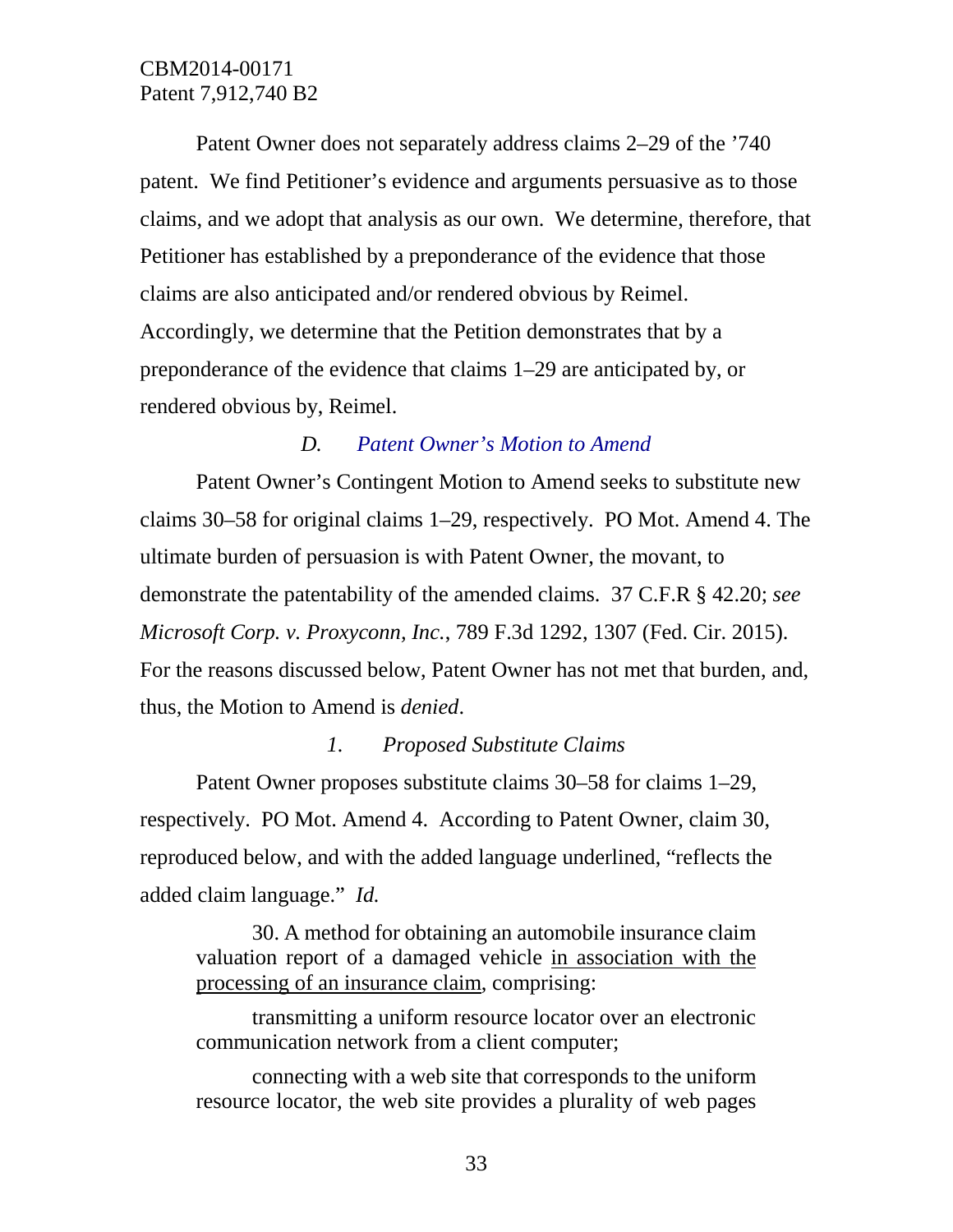Patent Owner does not separately address claims 2–29 of the ’740 patent. We find Petitioner’s evidence and arguments persuasive as to those claims, and we adopt that analysis as our own. We determine, therefore, that Petitioner has established by a preponderance of the evidence that those claims are also anticipated and/or rendered obvious by Reimel. Accordingly, we determine that the Petition demonstrates that by a preponderance of the evidence that claims 1–29 are anticipated by, or rendered obvious by, Reimel.

### *D. Patent Owner’s Motion to Amend*

Patent Owner’s Contingent Motion to Amend seeks to substitute new claims 30–58 for original claims 1–29, respectively. PO Mot. Amend 4. The ultimate burden of persuasion is with Patent Owner, the movant, to demonstrate the patentability of the amended claims. 37 C.F.R § 42.20; *see Microsoft Corp. v. Proxyconn, Inc.*, 789 F.3d 1292, 1307 (Fed. Cir. 2015). For the reasons discussed below, Patent Owner has not met that burden, and, thus, the Motion to Amend is *denied*.

#### *1. Proposed Substitute Claims*

Patent Owner proposes substitute claims 30–58 for claims 1–29, respectively. PO Mot. Amend 4. According to Patent Owner, claim 30, reproduced below, and with the added language underlined, “reflects the added claim language.” *Id.*

> 30. A method for obtaining an automobile insurance claim valuation report of a damaged vehicle <u>in association with the processing of an insurance claim</u>, comprising:
>
> transmitting a uniform resource locator over an electronic communication network from a client computer;
>
> connecting with a web site that corresponds to the uniform resource locator, the web site provides a plurality of web pages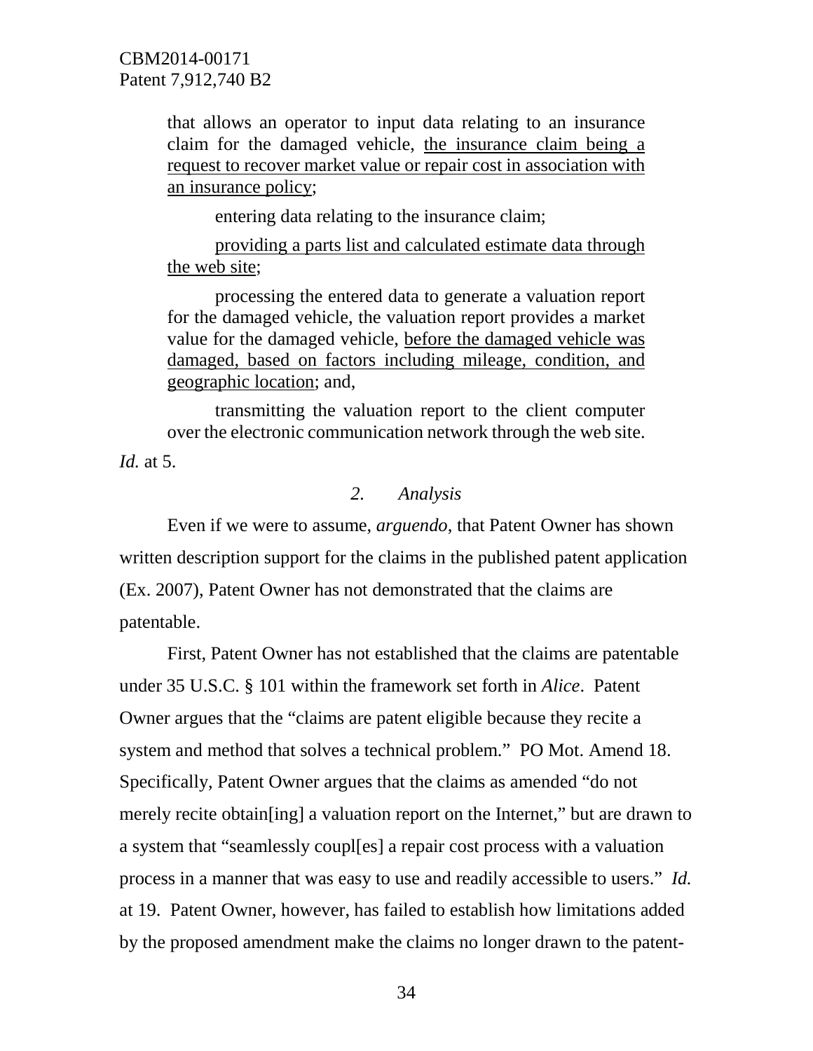> that allows an operator to input data relating to an insurance claim for the damaged vehicle, <u>the insurance claim being a request to recover market value or repair cost in association with an insurance policy</u>;
>
> entering data relating to the insurance claim;
>
> <u>providing a parts list and calculated estimate data through the web site</u>;
>
> processing the entered data to generate a valuation report for the damaged vehicle, the valuation report provides a market value for the damaged vehicle, <u>before the damaged vehicle was damaged, based on factors including mileage, condition, and geographic location</u>; and,
>
> transmitting the valuation report to the client computer over the electronic communication network through the web site.

*Id.* at 5.

### *2. Analysis*

Even if we were to assume, *arguendo*, that Patent Owner has shown written description support for the claims in the published patent application (Ex. 2007), Patent Owner has not demonstrated that the claims are patentable.

First, Patent Owner has not established that the claims are patentable under 35 U.S.C. § 101 within the framework set forth in *Alice*. Patent Owner argues that the "claims are patent eligible because they recite a system and method that solves a technical problem." PO Mot. Amend 18. Specifically, Patent Owner argues that the claims as amended "do not merely recite obtain[ing] a valuation report on the Internet," but are drawn to a system that "seamlessly coupl[es] a repair cost process with a valuation process in a manner that was easy to use and readily accessible to users." *Id.* at 19. Patent Owner, however, has failed to establish how limitations added by the proposed amendment make the claims no longer drawn to the patent-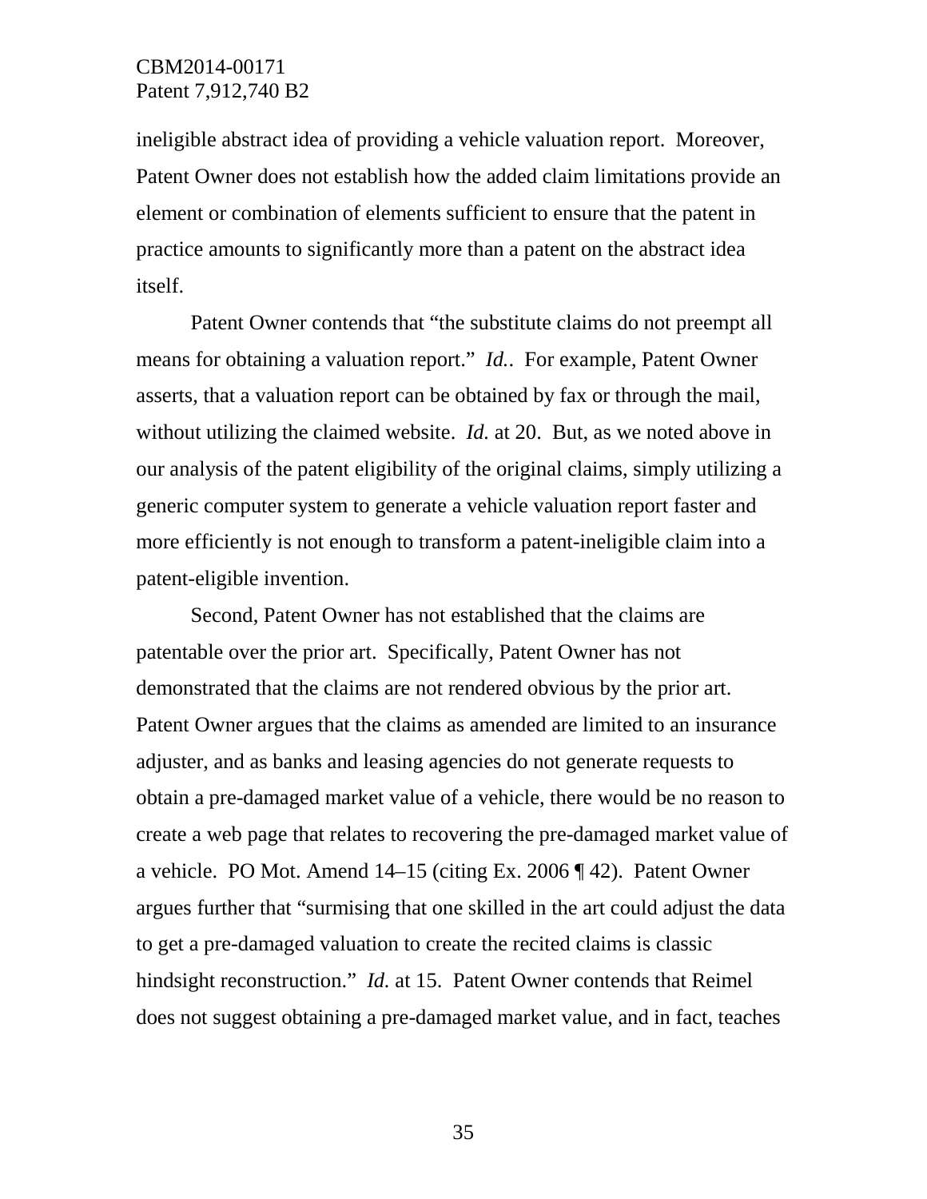ineligible abstract idea of providing a vehicle valuation report. Moreover, Patent Owner does not establish how the added claim limitations provide an element or combination of elements sufficient to ensure that the patent in practice amounts to significantly more than a patent on the abstract idea itself.

Patent Owner contends that "the substitute claims do not preempt all means for obtaining a valuation report." *Id.*. For example, Patent Owner asserts, that a valuation report can be obtained by fax or through the mail, without utilizing the claimed website. *Id.* at 20. But, as we noted above in our analysis of the patent eligibility of the original claims, simply utilizing a generic computer system to generate a vehicle valuation report faster and more efficiently is not enough to transform a patent-ineligible claim into a patent-eligible invention.

Second, Patent Owner has not established that the claims are patentable over the prior art. Specifically, Patent Owner has not demonstrated that the claims are not rendered obvious by the prior art. Patent Owner argues that the claims as amended are limited to an insurance adjuster, and as banks and leasing agencies do not generate requests to obtain a pre-damaged market value of a vehicle, there would be no reason to create a web page that relates to recovering the pre-damaged market value of a vehicle. PO Mot. Amend 14–15 (citing Ex. 2006 ¶ 42). Patent Owner argues further that "surmising that one skilled in the art could adjust the data to get a pre-damaged valuation to create the recited claims is classic hindsight reconstruction." *Id.* at 15. Patent Owner contends that Reimel does not suggest obtaining a pre-damaged market value, and in fact, teaches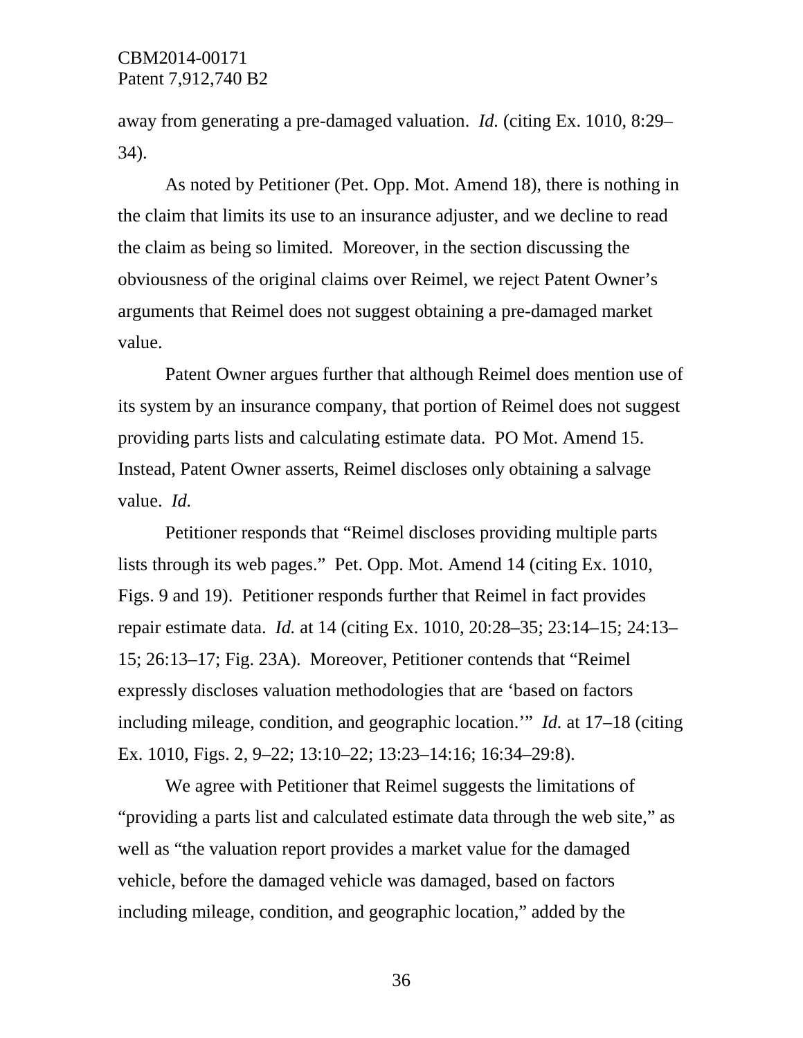away from generating a pre-damaged valuation. *Id.* (citing Ex. 1010, 8:29–34).

As noted by Petitioner (Pet. Opp. Mot. Amend 18), there is nothing in the claim that limits its use to an insurance adjuster, and we decline to read the claim as being so limited. Moreover, in the section discussing the obviousness of the original claims over Reimel, we reject Patent Owner's arguments that Reimel does not suggest obtaining a pre-damaged market value.

Patent Owner argues further that although Reimel does mention use of its system by an insurance company, that portion of Reimel does not suggest providing parts lists and calculating estimate data. PO Mot. Amend 15. Instead, Patent Owner asserts, Reimel discloses only obtaining a salvage value. *Id.*

Petitioner responds that "Reimel discloses providing multiple parts lists through its web pages." Pet. Opp. Mot. Amend 14 (citing Ex. 1010, Figs. 9 and 19). Petitioner responds further that Reimel in fact provides repair estimate data. *Id.* at 14 (citing Ex. 1010, 20:28–35; 23:14–15; 24:13–15; 26:13–17; Fig. 23A). Moreover, Petitioner contends that "Reimel expressly discloses valuation methodologies that are 'based on factors including mileage, condition, and geographic location.'" *Id.* at 17–18 (citing Ex. 1010, Figs. 2, 9–22; 13:10–22; 13:23–14:16; 16:34–29:8).

We agree with Petitioner that Reimel suggests the limitations of "providing a parts list and calculated estimate data through the web site," as well as "the valuation report provides a market value for the damaged vehicle, before the damaged vehicle was damaged, based on factors including mileage, condition, and geographic location," added by the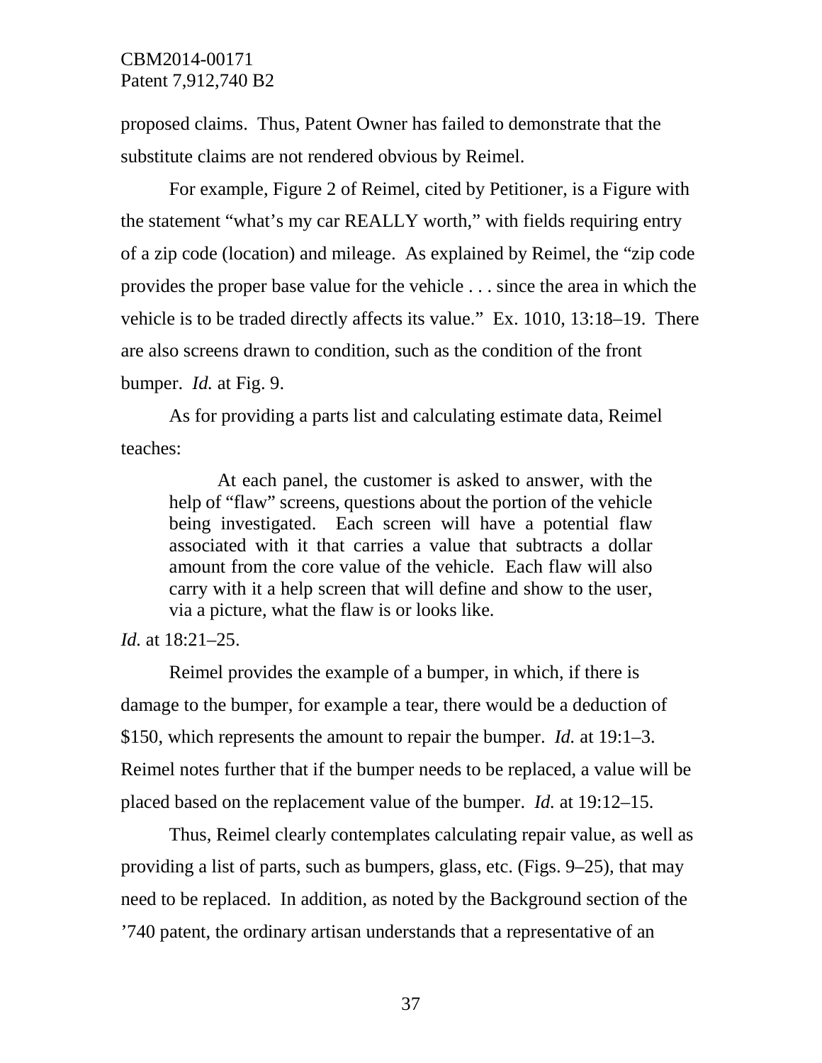proposed claims. Thus, Patent Owner has failed to demonstrate that the substitute claims are not rendered obvious by Reimel.

For example, Figure 2 of Reimel, cited by Petitioner, is a Figure with the statement "what's my car REALLY worth," with fields requiring entry of a zip code (location) and mileage. As explained by Reimel, the "zip code provides the proper base value for the vehicle . . . since the area in which the vehicle is to be traded directly affects its value." Ex. 1010, 13:18–19. There are also screens drawn to condition, such as the condition of the front bumper. *Id.* at Fig. 9.

As for providing a parts list and calculating estimate data, Reimel teaches:

> At each panel, the customer is asked to answer, with the help of "flaw" screens, questions about the portion of the vehicle being investigated. Each screen will have a potential flaw associated with it that carries a value that subtracts a dollar amount from the core value of the vehicle. Each flaw will also carry with it a help screen that will define and show to the user, via a picture, what the flaw is or looks like.

*Id.* at 18:21–25.

Reimel provides the example of a bumper, in which, if there is damage to the bumper, for example a tear, there would be a deduction of $150, which represents the amount to repair the bumper. *Id.* at 19:1–3. Reimel notes further that if the bumper needs to be replaced, a value will be placed based on the replacement value of the bumper. *Id.* at 19:12–15.

Thus, Reimel clearly contemplates calculating repair value, as well as providing a list of parts, such as bumpers, glass, etc. (Figs. 9–25), that may need to be replaced. In addition, as noted by the Background section of the '740 patent, the ordinary artisan understands that a representative of an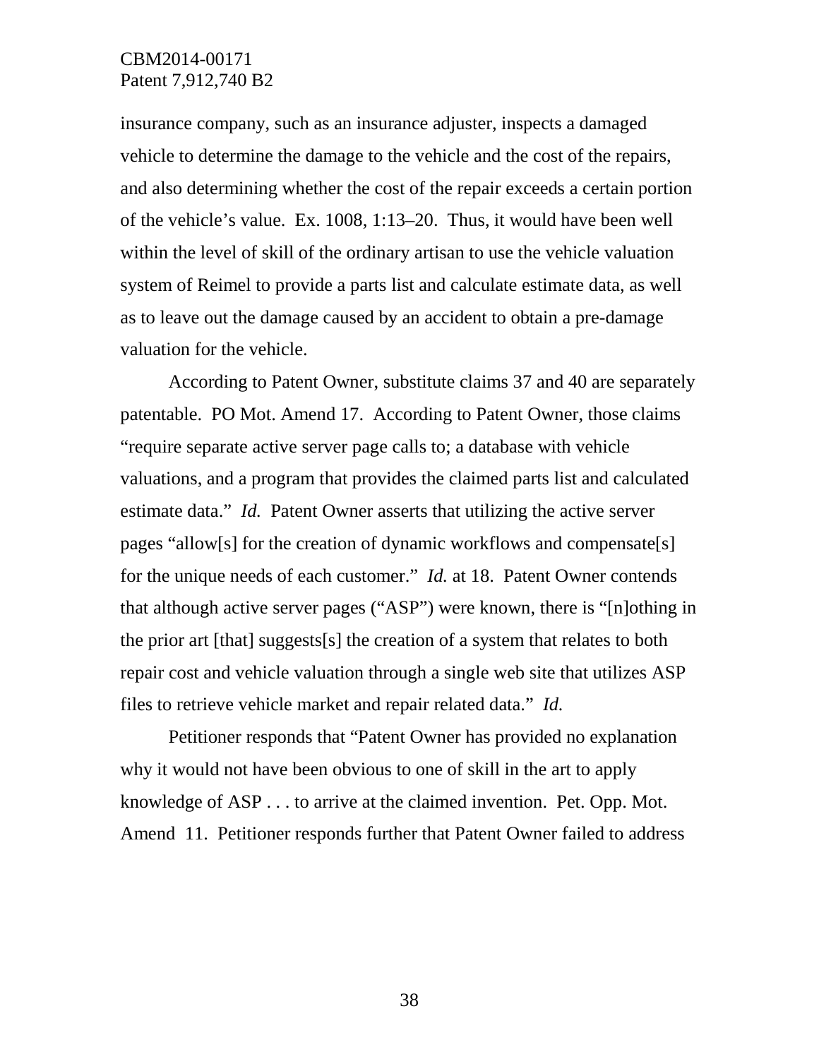insurance company, such as an insurance adjuster, inspects a damaged vehicle to determine the damage to the vehicle and the cost of the repairs, and also determining whether the cost of the repair exceeds a certain portion of the vehicle's value. Ex. 1008, 1:13–20. Thus, it would have been well within the level of skill of the ordinary artisan to use the vehicle valuation system of Reimel to provide a parts list and calculate estimate data, as well as to leave out the damage caused by an accident to obtain a pre-damage valuation for the vehicle.

According to Patent Owner, substitute claims 37 and 40 are separately patentable. PO Mot. Amend 17. According to Patent Owner, those claims "require separate active server page calls to; a database with vehicle valuations, and a program that provides the claimed parts list and calculated estimate data." *Id.* Patent Owner asserts that utilizing the active server pages "allow[s] for the creation of dynamic workflows and compensate[s] for the unique needs of each customer." *Id.* at 18. Patent Owner contends that although active server pages ("ASP") were known, there is "[n]othing in the prior art [that] suggests[s] the creation of a system that relates to both repair cost and vehicle valuation through a single web site that utilizes ASP files to retrieve vehicle market and repair related data." *Id.*

Petitioner responds that "Patent Owner has provided no explanation why it would not have been obvious to one of skill in the art to apply knowledge of ASP . . . to arrive at the claimed invention. Pet. Opp. Mot. Amend 11. Petitioner responds further that Patent Owner failed to address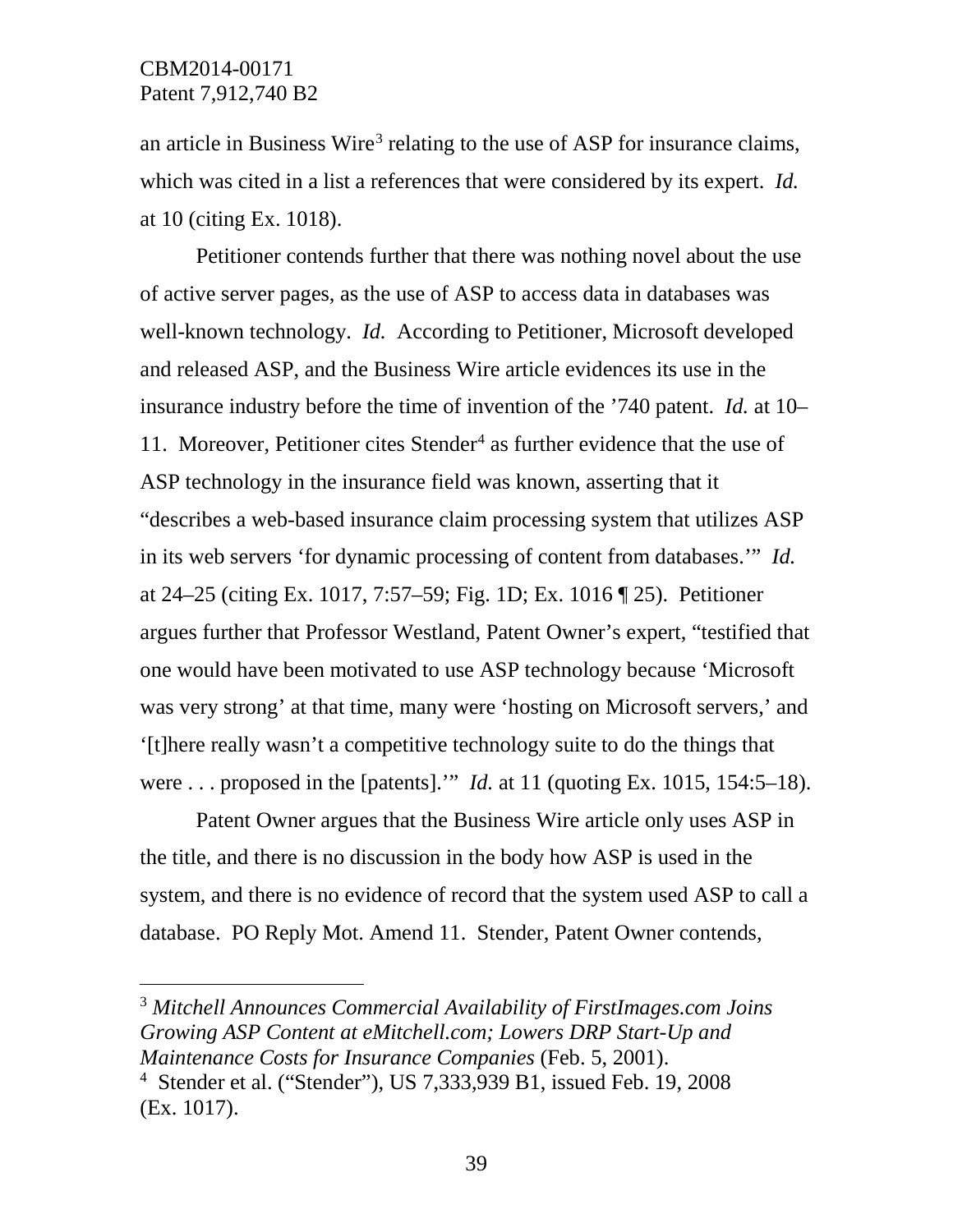an article in Business Wire[3] relating to the use of ASP for insurance claims, which was cited in a list a references that were considered by its expert. *Id.* at 10 (citing Ex. 1018).

Petitioner contends further that there was nothing novel about the use of active server pages, as the use of ASP to access data in databases was well-known technology. *Id.* According to Petitioner, Microsoft developed and released ASP, and the Business Wire article evidences its use in the insurance industry before the time of invention of the '740 patent. *Id.* at 10–11. Moreover, Petitioner cites Stender[4] as further evidence that the use of ASP technology in the insurance field was known, asserting that it "describes a web-based insurance claim processing system that utilizes ASP in its web servers 'for dynamic processing of content from databases.'" *Id.* at 24–25 (citing Ex. 1017, 7:57–59; Fig. 1D; Ex. 1016 ¶ 25). Petitioner argues further that Professor Westland, Patent Owner's expert, "testified that one would have been motivated to use ASP technology because 'Microsoft was very strong' at that time, many were 'hosting on Microsoft servers,' and '[t]here really wasn't a competitive technology suite to do the things that were . . . proposed in the [patents].'" *Id.* at 11 (quoting Ex. 1015, 154:5–18).

Patent Owner argues that the Business Wire article only uses ASP in the title, and there is no discussion in the body how ASP is used in the system, and there is no evidence of record that the system used ASP to call a database. PO Reply Mot. Amend 11. Stender, Patent Owner contends,

---

[3] *Mitchell Announces Commercial Availability of FirstImages.com Joins Growing ASP Content at eMitchell.com; Lowers DRP Start-Up and Maintenance Costs for Insurance Companies* (Feb. 5, 2001).

[4] Stender et al. ("Stender"), US 7,333,939 B1, issued Feb. 19, 2008 (Ex. 1017).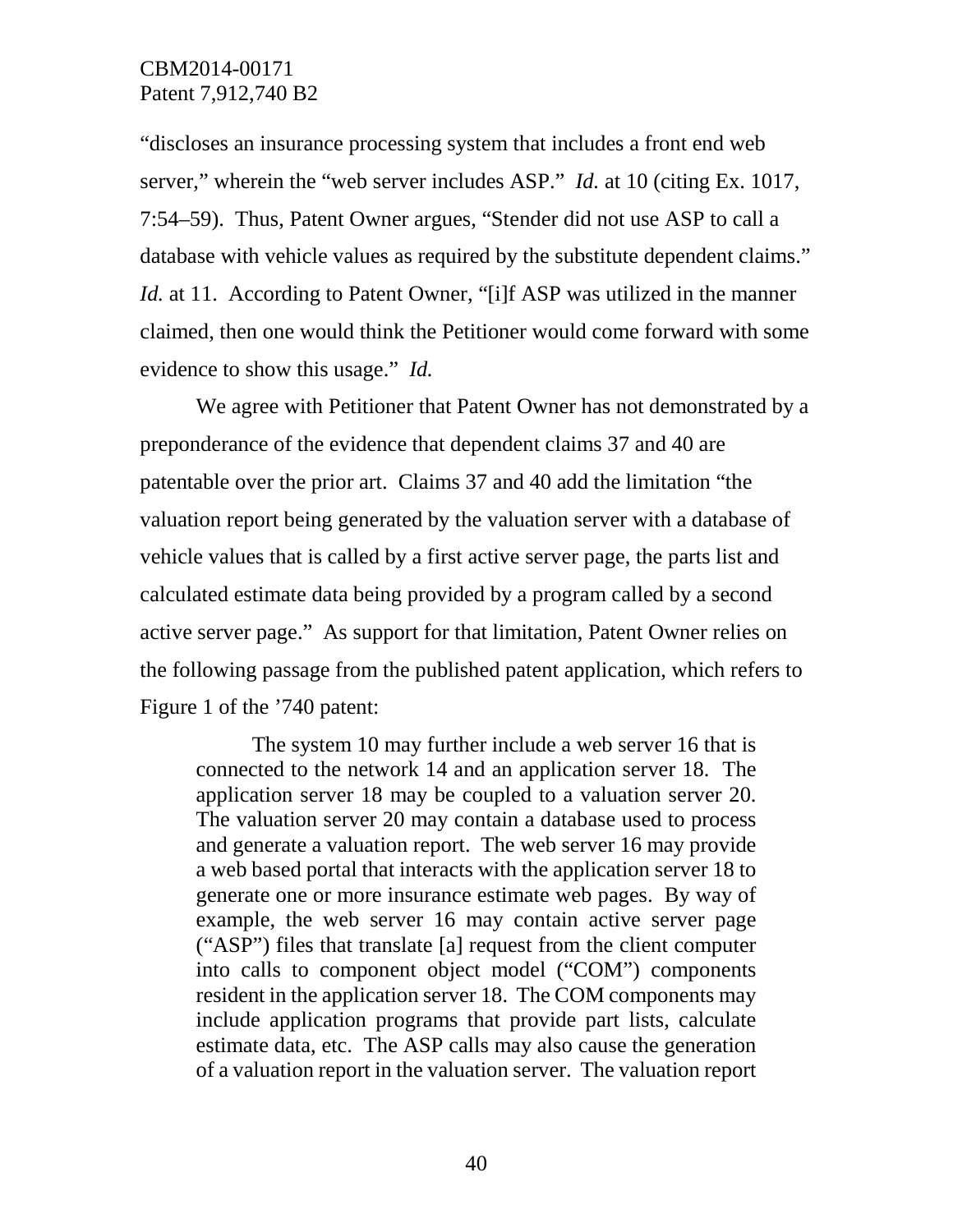"discloses an insurance processing system that includes a front end web server," wherein the "web server includes ASP." *Id.* at 10 (citing Ex. 1017, 7:54–59). Thus, Patent Owner argues, "Stender did not use ASP to call a database with vehicle values as required by the substitute dependent claims." *Id.* at 11. According to Patent Owner, "[i]f ASP was utilized in the manner claimed, then one would think the Petitioner would come forward with some evidence to show this usage." *Id.*

We agree with Petitioner that Patent Owner has not demonstrated by a preponderance of the evidence that dependent claims 37 and 40 are patentable over the prior art. Claims 37 and 40 add the limitation "the valuation report being generated by the valuation server with a database of vehicle values that is called by a first active server page, the parts list and calculated estimate data being provided by a program called by a second active server page." As support for that limitation, Patent Owner relies on the following passage from the published patent application, which refers to Figure 1 of the '740 patent:

> The system 10 may further include a web server 16 that is connected to the network 14 and an application server 18. The application server 18 may be coupled to a valuation server 20. The valuation server 20 may contain a database used to process and generate a valuation report. The web server 16 may provide a web based portal that interacts with the application server 18 to generate one or more insurance estimate web pages. By way of example, the web server 16 may contain active server page ("ASP") files that translate [a] request from the client computer into calls to component object model ("COM") components resident in the application server 18. The COM components may include application programs that provide part lists, calculate estimate data, etc. The ASP calls may also cause the generation of a valuation report in the valuation server. The valuation report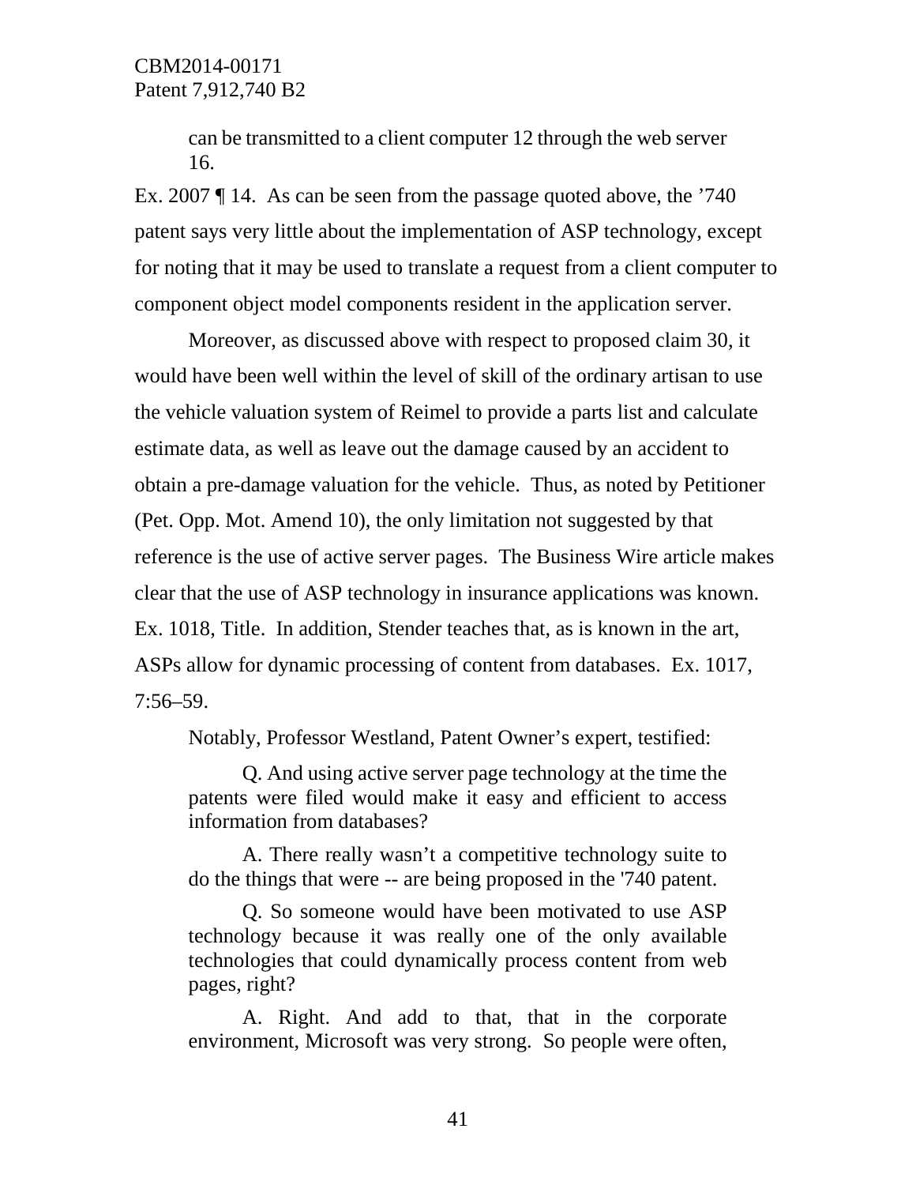> can be transmitted to a client computer 12 through the web server 16.

Ex. 2007 ¶ 14. As can be seen from the passage quoted above, the ’740 patent says very little about the implementation of ASP technology, except for noting that it may be used to translate a request from a client computer to component object model components resident in the application server.

Moreover, as discussed above with respect to proposed claim 30, it would have been well within the level of skill of the ordinary artisan to use the vehicle valuation system of Reimel to provide a parts list and calculate estimate data, as well as leave out the damage caused by an accident to obtain a pre-damage valuation for the vehicle. Thus, as noted by Petitioner (Pet. Opp. Mot. Amend 10), the only limitation not suggested by that reference is the use of active server pages. The Business Wire article makes clear that the use of ASP technology in insurance applications was known. Ex. 1018, Title. In addition, Stender teaches that, as is known in the art, ASPs allow for dynamic processing of content from databases. Ex. 1017, 7:56–59.

Notably, Professor Westland, Patent Owner’s expert, testified:

> Q. And using active server page technology at the time the patents were filed would make it easy and efficient to access information from databases?
>
> A. There really wasn’t a competitive technology suite to do the things that were -- are being proposed in the '740 patent.
>
> Q. So someone would have been motivated to use ASP technology because it was really one of the only available technologies that could dynamically process content from web pages, right?
>
> A. Right. And add to that, that in the corporate environment, Microsoft was very strong. So people were often,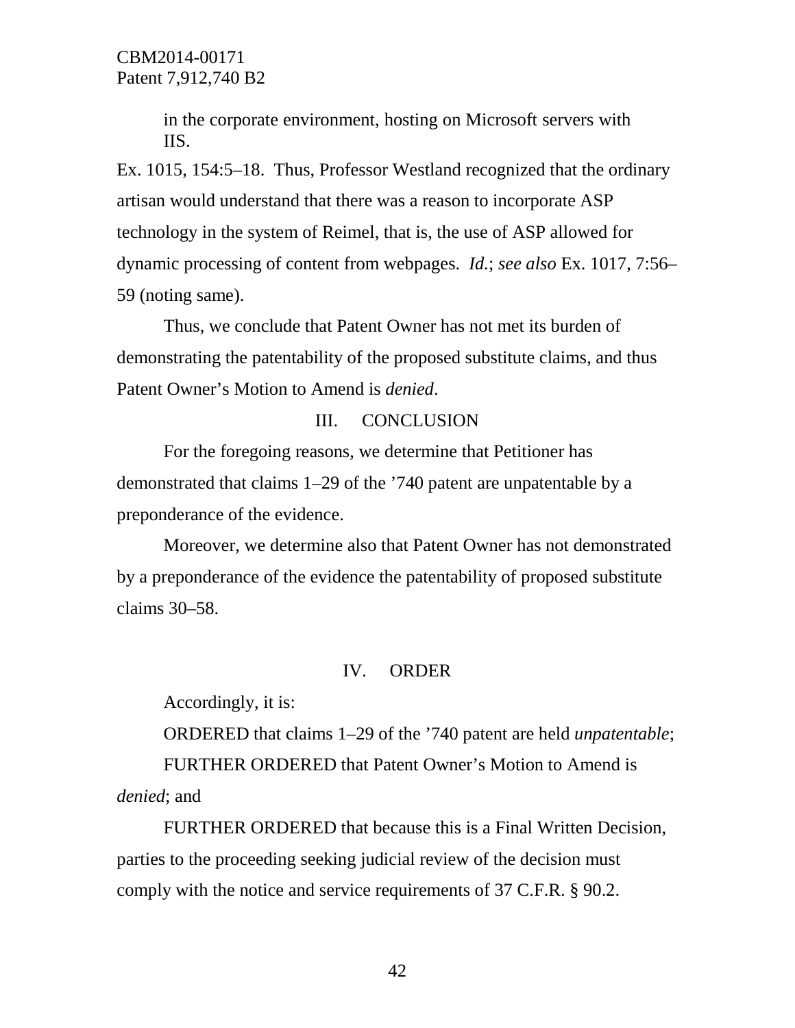in the corporate environment, hosting on Microsoft servers with IIS.

Ex. 1015, 154:5–18. Thus, Professor Westland recognized that the ordinary artisan would understand that there was a reason to incorporate ASP technology in the system of Reimel, that is, the use of ASP allowed for dynamic processing of content from webpages. *Id.*; *see also* Ex. 1017, 7:56–59 (noting same).

Thus, we conclude that Patent Owner has not met its burden of demonstrating the patentability of the proposed substitute claims, and thus Patent Owner's Motion to Amend is *denied*.

## III. CONCLUSION

For the foregoing reasons, we determine that Petitioner has demonstrated that claims 1–29 of the '740 patent are unpatentable by a preponderance of the evidence.

Moreover, we determine also that Patent Owner has not demonstrated by a preponderance of the evidence the patentability of proposed substitute claims 30–58.

## IV. ORDER

Accordingly, it is:

ORDERED that claims 1–29 of the '740 patent are held *unpatentable*;

FURTHER ORDERED that Patent Owner's Motion to Amend is *denied*; and

FURTHER ORDERED that because this is a Final Written Decision, parties to the proceeding seeking judicial review of the decision must comply with the notice and service requirements of 37 C.F.R. § 90.2.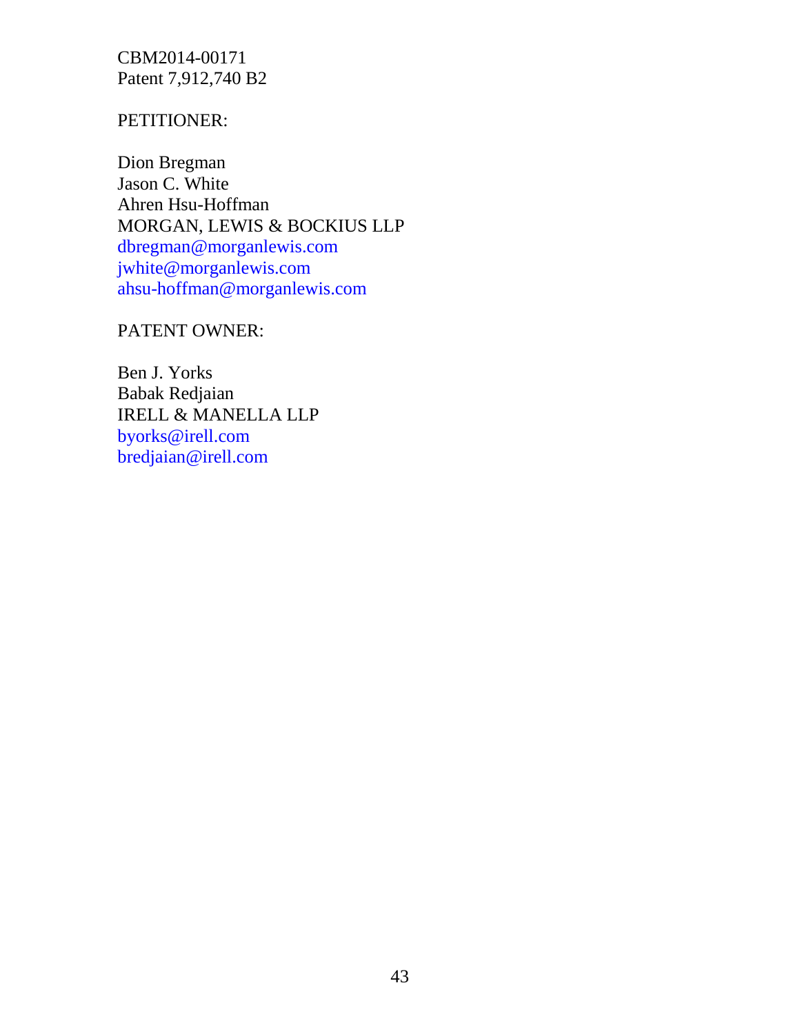CBM2014-00171
Patent 7,912,740 B2

PETITIONER:

Dion Bregman
Jason C. White
Ahren Hsu-Hoffman
MORGAN, LEWIS & BOCKIUS LLP
dbregman@morganlewis.com
jwhite@morganlewis.com
ahsu-hoffman@morganlewis.com

PATENT OWNER:

Ben J. Yorks
Babak Redjaian
IRELL & MANELLA LLP
byorks@irell.com
bredjaian@irell.com